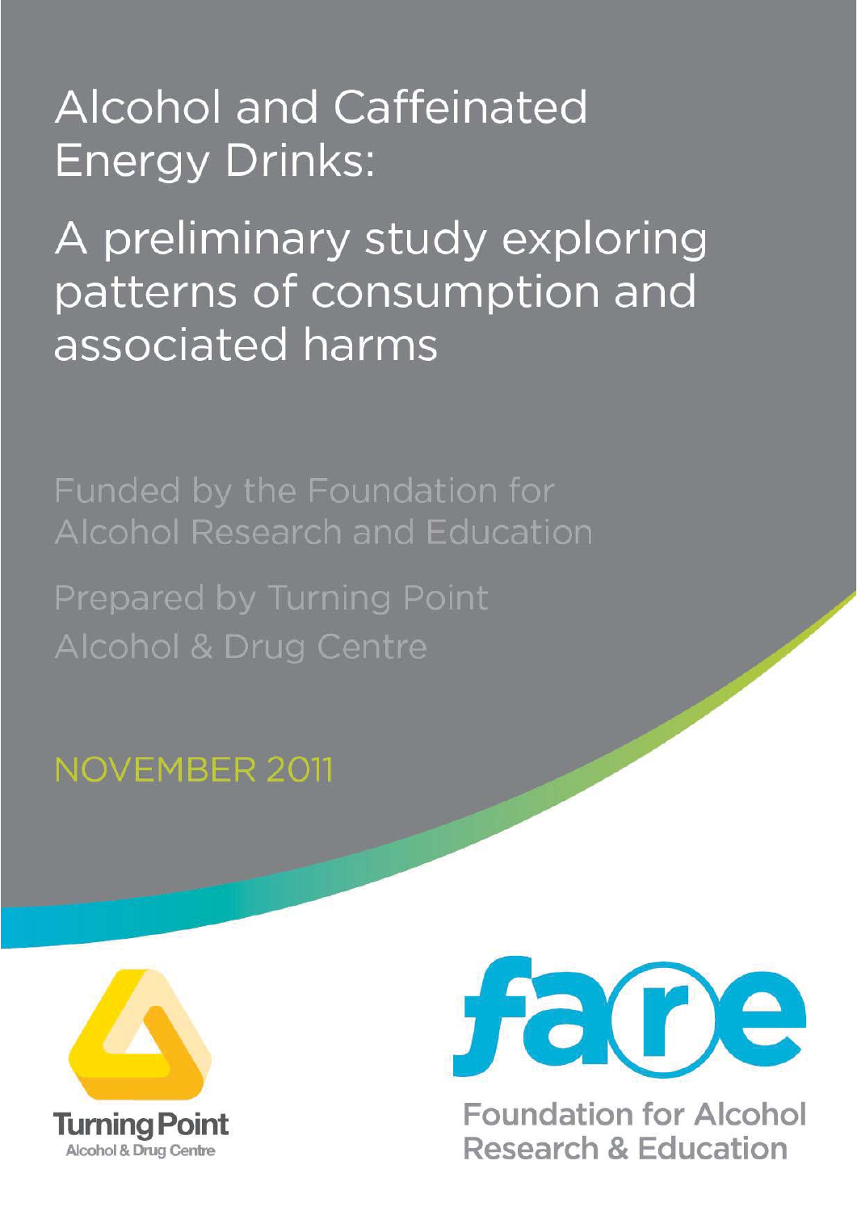# Alcohol and Caffeinated Energy Drinks:

## A preliminary study exploring patterns of consumption and associated harms

Funded by the Foundation for Alcohol Research and Education

Prepared by Turning Point Alcohol & Drug Centre

NOVEMBER 2011

Turning Point
Alcohol & Drug Centre

fare
Foundation for Alcohol Research & Education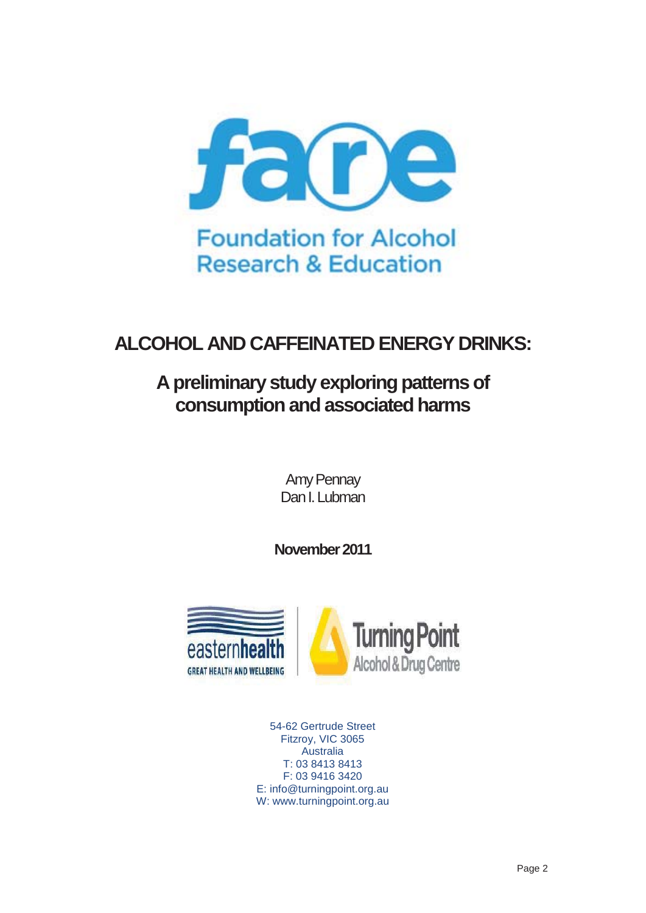Foundation for Alcohol Research & Education

# ALCOHOL AND CAFFEINATED ENERGY DRINKS:

## A preliminary study exploring patterns of consumption and associated harms

Amy Pennay
Dan I. Lubman

**November 2011**

easternhealth
GREAT HEALTH AND WELLBEING

Turning Point
Alcohol & Drug Centre

54-62 Gertrude Street
Fitzroy, VIC 3065
Australia
T: 03 8413 8413
F: 03 9416 3420
E: info@turningpoint.org.au
W: www.turningpoint.org.au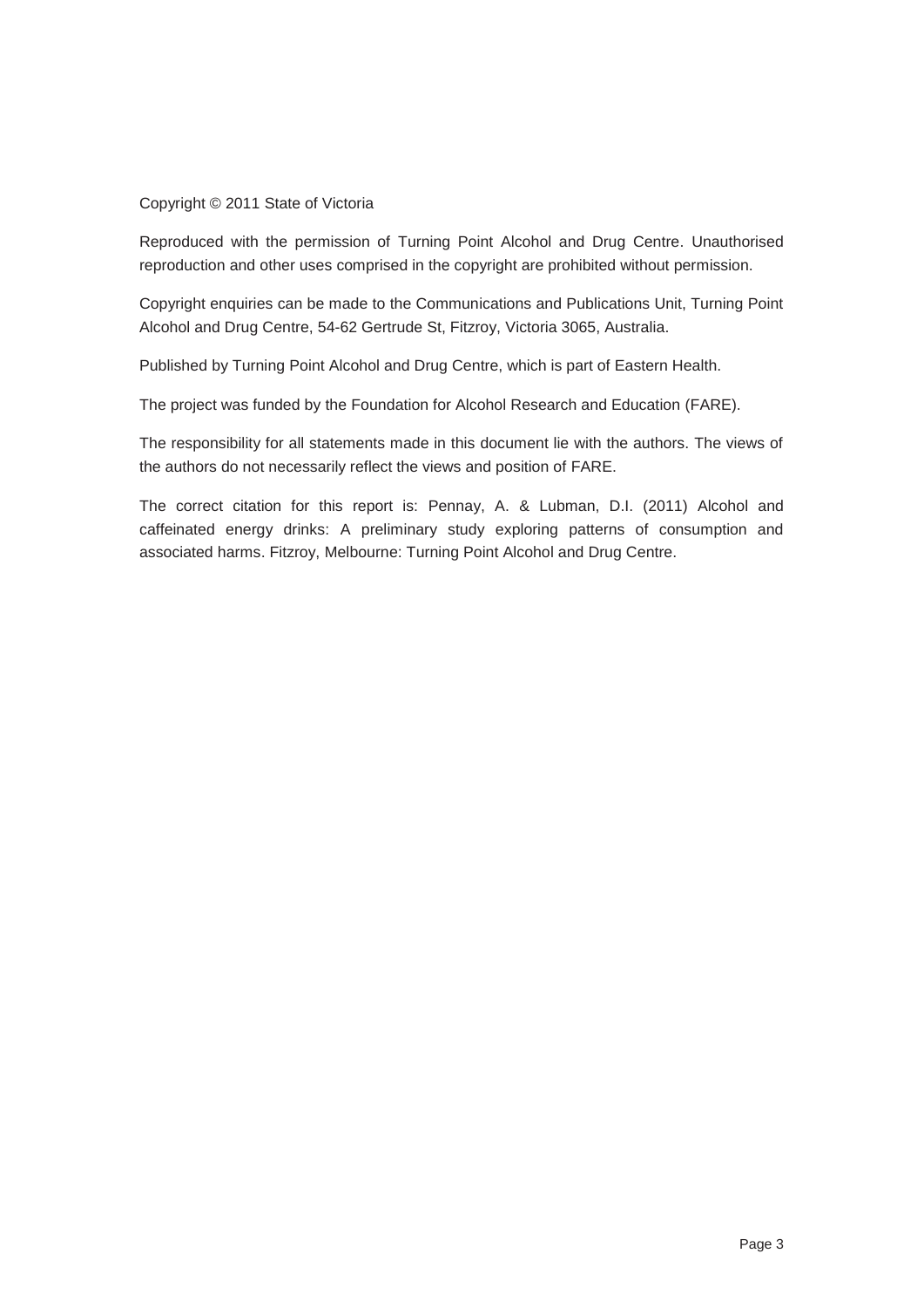Copyright © 2011 State of Victoria

Reproduced with the permission of Turning Point Alcohol and Drug Centre. Unauthorised reproduction and other uses comprised in the copyright are prohibited without permission.

Copyright enquiries can be made to the Communications and Publications Unit, Turning Point Alcohol and Drug Centre, 54-62 Gertrude St, Fitzroy, Victoria 3065, Australia.

Published by Turning Point Alcohol and Drug Centre, which is part of Eastern Health.

The project was funded by the Foundation for Alcohol Research and Education (FARE).

The responsibility for all statements made in this document lie with the authors. The views of the authors do not necessarily reflect the views and position of FARE.

The correct citation for this report is: Pennay, A. & Lubman, D.I. (2011) Alcohol and caffeinated energy drinks: A preliminary study exploring patterns of consumption and associated harms. Fitzroy, Melbourne: Turning Point Alcohol and Drug Centre.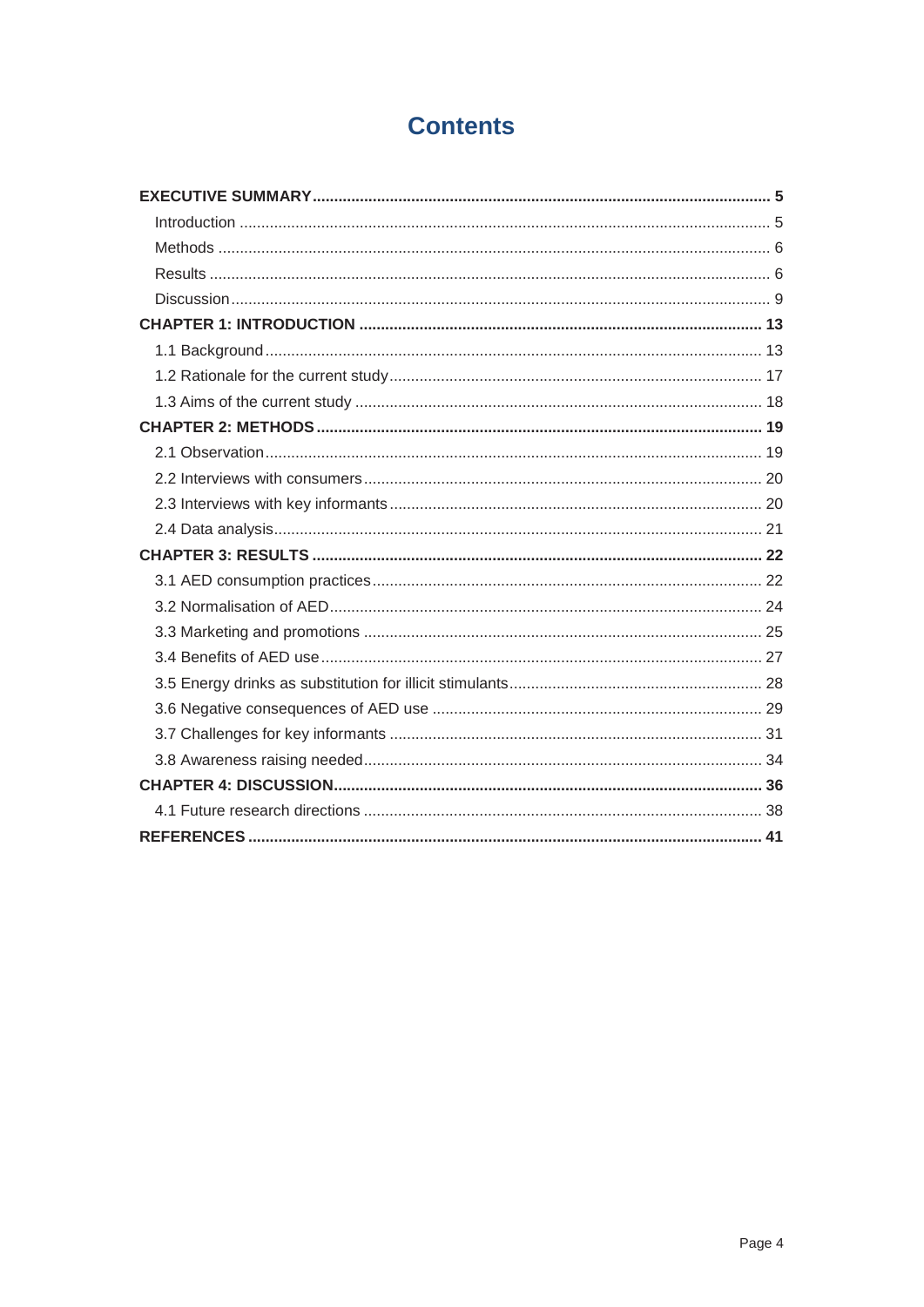# Contents

**EXECUTIVE SUMMARY** ..... **5**

Introduction ..... 5

Methods ..... 6

Results ..... 6

Discussion ..... 9

**CHAPTER 1: INTRODUCTION** ..... **13**

1.1 Background ..... 13

1.2 Rationale for the current study ..... 17

1.3 Aims of the current study ..... 18

**CHAPTER 2: METHODS** ..... **19**

2.1 Observation ..... 19

2.2 Interviews with consumers ..... 20

2.3 Interviews with key informants ..... 20

2.4 Data analysis ..... 21

**CHAPTER 3: RESULTS** ..... **22**

3.1 AED consumption practices ..... 22

3.2 Normalisation of AED ..... 24

3.3 Marketing and promotions ..... 25

3.4 Benefits of AED use ..... 27

3.5 Energy drinks as substitution for illicit stimulants ..... 28

3.6 Negative consequences of AED use ..... 29

3.7 Challenges for key informants ..... 31

3.8 Awareness raising needed ..... 34

**CHAPTER 4: DISCUSSION** ..... **36**

4.1 Future research directions ..... 38

**REFERENCES** ..... **41**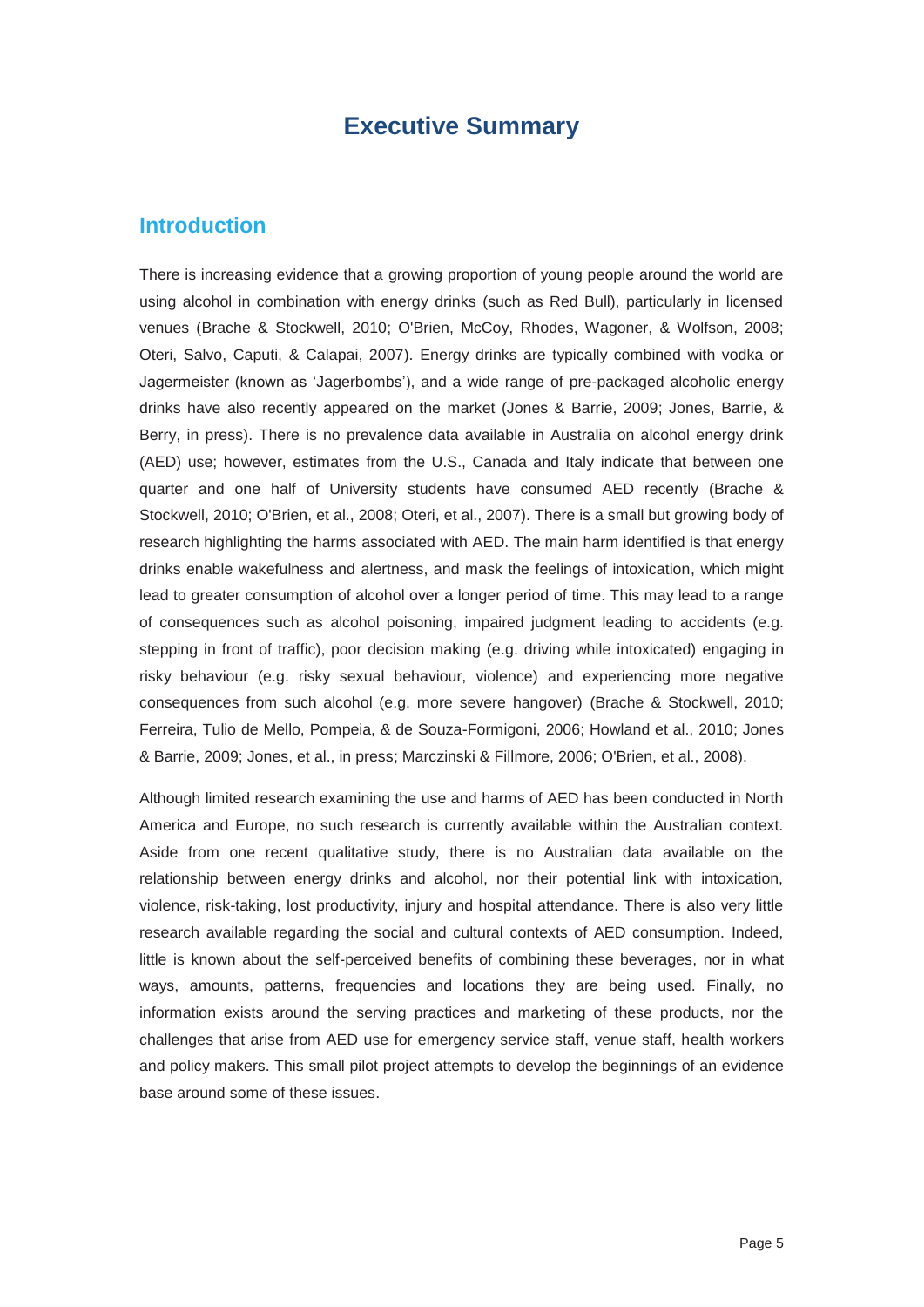# Executive Summary

## Introduction

There is increasing evidence that a growing proportion of young people around the world are using alcohol in combination with energy drinks (such as Red Bull), particularly in licensed venues (Brache & Stockwell, 2010; O'Brien, McCoy, Rhodes, Wagoner, & Wolfson, 2008; Oteri, Salvo, Caputi, & Calapai, 2007). Energy drinks are typically combined with vodka or Jagermeister (known as 'Jagerbombs'), and a wide range of pre-packaged alcoholic energy drinks have also recently appeared on the market (Jones & Barrie, 2009; Jones, Barrie, & Berry, in press). There is no prevalence data available in Australia on alcohol energy drink (AED) use; however, estimates from the U.S., Canada and Italy indicate that between one quarter and one half of University students have consumed AED recently (Brache & Stockwell, 2010; O'Brien, et al., 2008; Oteri, et al., 2007). There is a small but growing body of research highlighting the harms associated with AED. The main harm identified is that energy drinks enable wakefulness and alertness, and mask the feelings of intoxication, which might lead to greater consumption of alcohol over a longer period of time. This may lead to a range of consequences such as alcohol poisoning, impaired judgment leading to accidents (e.g. stepping in front of traffic), poor decision making (e.g. driving while intoxicated) engaging in risky behaviour (e.g. risky sexual behaviour, violence) and experiencing more negative consequences from such alcohol (e.g. more severe hangover) (Brache & Stockwell, 2010; Ferreira, Tulio de Mello, Pompeia, & de Souza-Formigoni, 2006; Howland et al., 2010; Jones & Barrie, 2009; Jones, et al., in press; Marczinski & Fillmore, 2006; O'Brien, et al., 2008).

Although limited research examining the use and harms of AED has been conducted in North America and Europe, no such research is currently available within the Australian context. Aside from one recent qualitative study, there is no Australian data available on the relationship between energy drinks and alcohol, nor their potential link with intoxication, violence, risk-taking, lost productivity, injury and hospital attendance. There is also very little research available regarding the social and cultural contexts of AED consumption. Indeed, little is known about the self-perceived benefits of combining these beverages, nor in what ways, amounts, patterns, frequencies and locations they are being used. Finally, no information exists around the serving practices and marketing of these products, nor the challenges that arise from AED use for emergency service staff, venue staff, health workers and policy makers. This small pilot project attempts to develop the beginnings of an evidence base around some of these issues.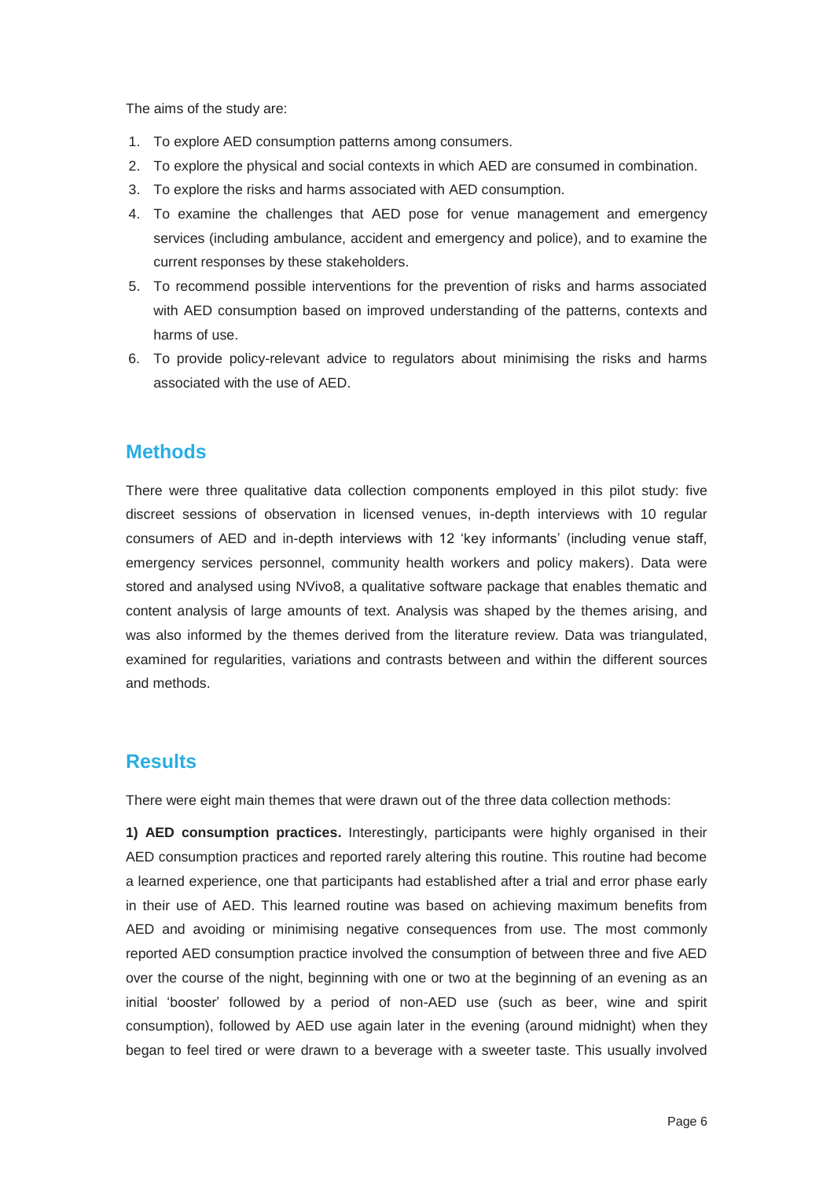The aims of the study are:

1. To explore AED consumption patterns among consumers.
2. To explore the physical and social contexts in which AED are consumed in combination.
3. To explore the risks and harms associated with AED consumption.
4. To examine the challenges that AED pose for venue management and emergency services (including ambulance, accident and emergency and police), and to examine the current responses by these stakeholders.
5. To recommend possible interventions for the prevention of risks and harms associated with AED consumption based on improved understanding of the patterns, contexts and harms of use.
6. To provide policy-relevant advice to regulators about minimising the risks and harms associated with the use of AED.

## Methods

There were three qualitative data collection components employed in this pilot study: five discreet sessions of observation in licensed venues, in-depth interviews with 10 regular consumers of AED and in-depth interviews with 12 'key informants' (including venue staff, emergency services personnel, community health workers and policy makers). Data were stored and analysed using NVivo8, a qualitative software package that enables thematic and content analysis of large amounts of text. Analysis was shaped by the themes arising, and was also informed by the themes derived from the literature review. Data was triangulated, examined for regularities, variations and contrasts between and within the different sources and methods.

## Results

There were eight main themes that were drawn out of the three data collection methods:

**1) AED consumption practices.** Interestingly, participants were highly organised in their AED consumption practices and reported rarely altering this routine. This routine had become a learned experience, one that participants had established after a trial and error phase early in their use of AED. This learned routine was based on achieving maximum benefits from AED and avoiding or minimising negative consequences from use. The most commonly reported AED consumption practice involved the consumption of between three and five AED over the course of the night, beginning with one or two at the beginning of an evening as an initial 'booster' followed by a period of non-AED use (such as beer, wine and spirit consumption), followed by AED use again later in the evening (around midnight) when they began to feel tired or were drawn to a beverage with a sweeter taste. This usually involved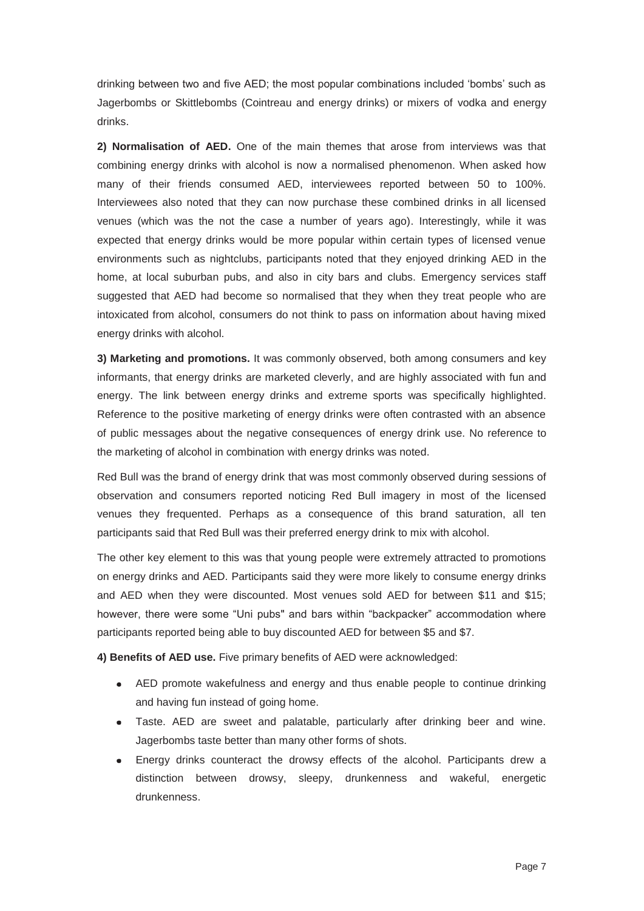drinking between two and five AED; the most popular combinations included 'bombs' such as Jagerbombs or Skittlebombs (Cointreau and energy drinks) or mixers of vodka and energy drinks.

**2) Normalisation of AED.** One of the main themes that arose from interviews was that combining energy drinks with alcohol is now a normalised phenomenon. When asked how many of their friends consumed AED, interviewees reported between 50 to 100%. Interviewees also noted that they can now purchase these combined drinks in all licensed venues (which was the not the case a number of years ago). Interestingly, while it was expected that energy drinks would be more popular within certain types of licensed venue environments such as nightclubs, participants noted that they enjoyed drinking AED in the home, at local suburban pubs, and also in city bars and clubs. Emergency services staff suggested that AED had become so normalised that they when they treat people who are intoxicated from alcohol, consumers do not think to pass on information about having mixed energy drinks with alcohol.

**3) Marketing and promotions.** It was commonly observed, both among consumers and key informants, that energy drinks are marketed cleverly, and are highly associated with fun and energy. The link between energy drinks and extreme sports was specifically highlighted. Reference to the positive marketing of energy drinks were often contrasted with an absence of public messages about the negative consequences of energy drink use. No reference to the marketing of alcohol in combination with energy drinks was noted.

Red Bull was the brand of energy drink that was most commonly observed during sessions of observation and consumers reported noticing Red Bull imagery in most of the licensed venues they frequented. Perhaps as a consequence of this brand saturation, all ten participants said that Red Bull was their preferred energy drink to mix with alcohol.

The other key element to this was that young people were extremely attracted to promotions on energy drinks and AED. Participants said they were more likely to consume energy drinks and AED when they were discounted. Most venues sold AED for between $11 and $15; however, there were some "Uni pubs" and bars within "backpacker" accommodation where participants reported being able to buy discounted AED for between $5 and $7.

**4) Benefits of AED use.** Five primary benefits of AED were acknowledged:

- AED promote wakefulness and energy and thus enable people to continue drinking and having fun instead of going home.
- Taste. AED are sweet and palatable, particularly after drinking beer and wine. Jagerbombs taste better than many other forms of shots.
- Energy drinks counteract the drowsy effects of the alcohol. Participants drew a distinction between drowsy, sleepy, drunkenness and wakeful, energetic drunkenness.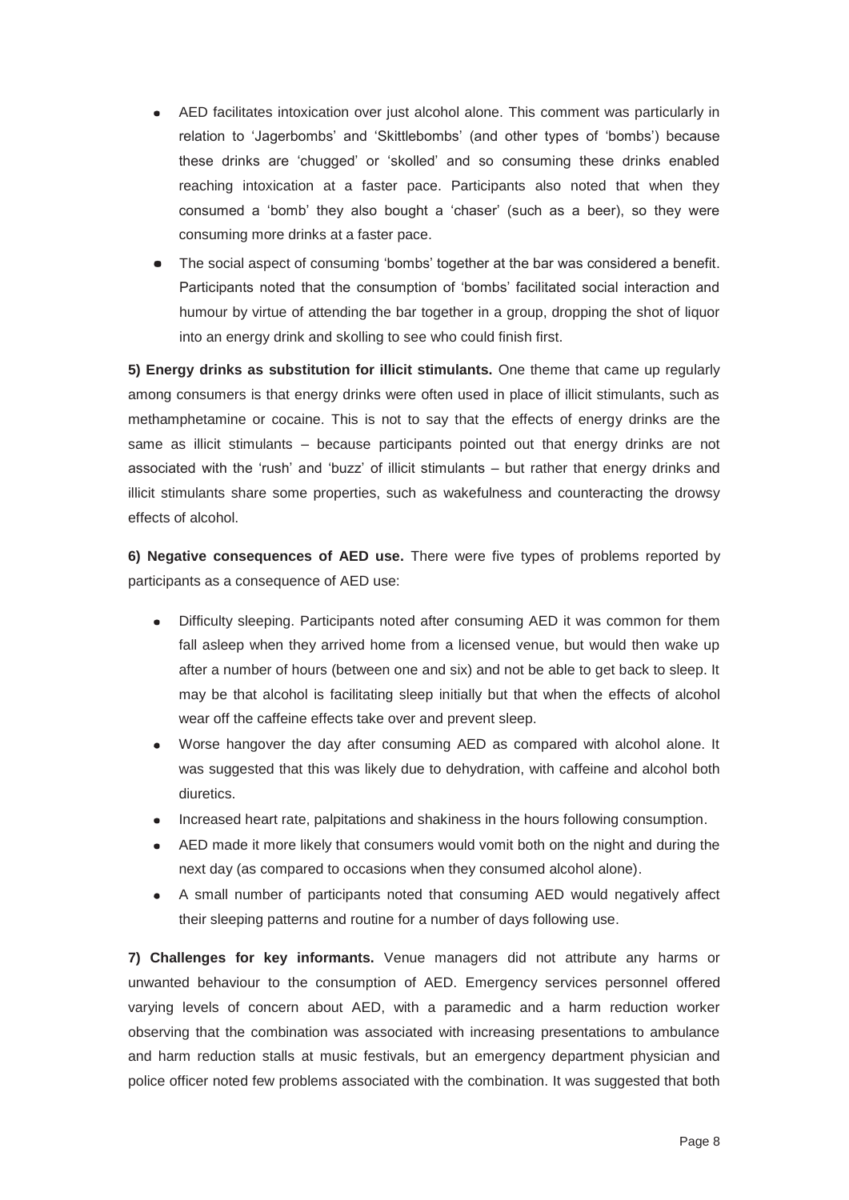- AED facilitates intoxication over just alcohol alone. This comment was particularly in relation to 'Jagerbombs' and 'Skittlebombs' (and other types of 'bombs') because these drinks are 'chugged' or 'skolled' and so consuming these drinks enabled reaching intoxication at a faster pace. Participants also noted that when they consumed a 'bomb' they also bought a 'chaser' (such as a beer), so they were consuming more drinks at a faster pace.
- The social aspect of consuming 'bombs' together at the bar was considered a benefit. Participants noted that the consumption of 'bombs' facilitated social interaction and humour by virtue of attending the bar together in a group, dropping the shot of liquor into an energy drink and skolling to see who could finish first.

**5) Energy drinks as substitution for illicit stimulants.** One theme that came up regularly among consumers is that energy drinks were often used in place of illicit stimulants, such as methamphetamine or cocaine. This is not to say that the effects of energy drinks are the same as illicit stimulants – because participants pointed out that energy drinks are not associated with the 'rush' and 'buzz' of illicit stimulants – but rather that energy drinks and illicit stimulants share some properties, such as wakefulness and counteracting the drowsy effects of alcohol.

**6) Negative consequences of AED use.** There were five types of problems reported by participants as a consequence of AED use:

- Difficulty sleeping. Participants noted after consuming AED it was common for them fall asleep when they arrived home from a licensed venue, but would then wake up after a number of hours (between one and six) and not be able to get back to sleep. It may be that alcohol is facilitating sleep initially but that when the effects of alcohol wear off the caffeine effects take over and prevent sleep.
- Worse hangover the day after consuming AED as compared with alcohol alone. It was suggested that this was likely due to dehydration, with caffeine and alcohol both diuretics.
- Increased heart rate, palpitations and shakiness in the hours following consumption.
- AED made it more likely that consumers would vomit both on the night and during the next day (as compared to occasions when they consumed alcohol alone).
- A small number of participants noted that consuming AED would negatively affect their sleeping patterns and routine for a number of days following use.

**7) Challenges for key informants.** Venue managers did not attribute any harms or unwanted behaviour to the consumption of AED. Emergency services personnel offered varying levels of concern about AED, with a paramedic and a harm reduction worker observing that the combination was associated with increasing presentations to ambulance and harm reduction stalls at music festivals, but an emergency department physician and police officer noted few problems associated with the combination. It was suggested that both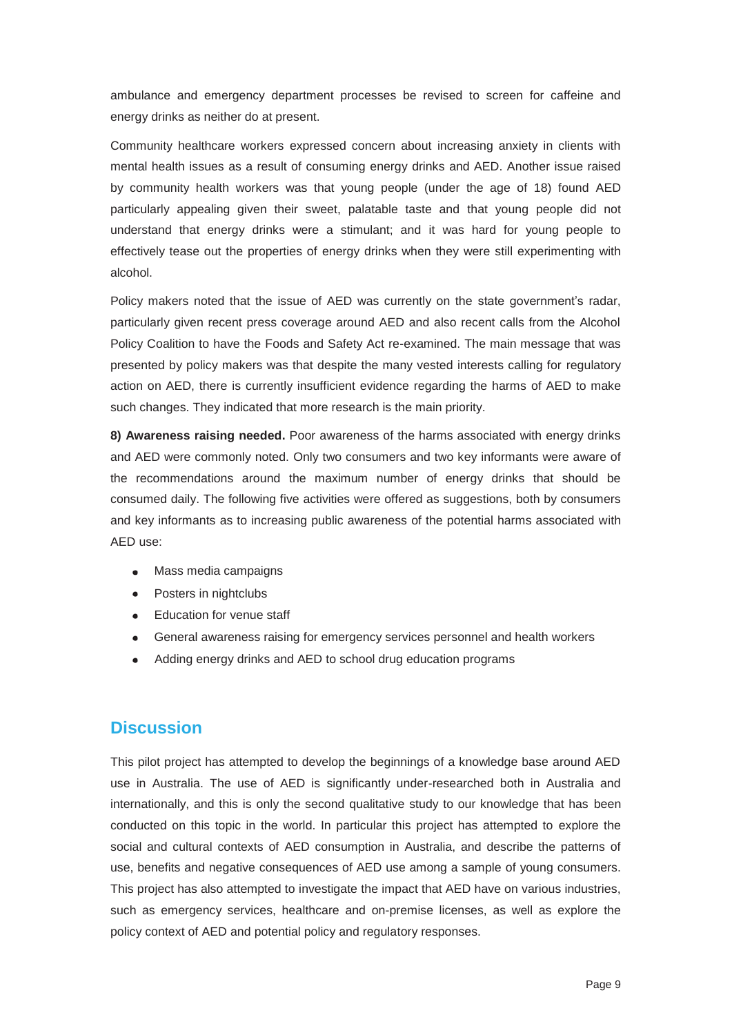ambulance and emergency department processes be revised to screen for caffeine and energy drinks as neither do at present.

Community healthcare workers expressed concern about increasing anxiety in clients with mental health issues as a result of consuming energy drinks and AED. Another issue raised by community health workers was that young people (under the age of 18) found AED particularly appealing given their sweet, palatable taste and that young people did not understand that energy drinks were a stimulant; and it was hard for young people to effectively tease out the properties of energy drinks when they were still experimenting with alcohol.

Policy makers noted that the issue of AED was currently on the state government's radar, particularly given recent press coverage around AED and also recent calls from the Alcohol Policy Coalition to have the Foods and Safety Act re-examined. The main message that was presented by policy makers was that despite the many vested interests calling for regulatory action on AED, there is currently insufficient evidence regarding the harms of AED to make such changes. They indicated that more research is the main priority.

**8) Awareness raising needed.** Poor awareness of the harms associated with energy drinks and AED were commonly noted. Only two consumers and two key informants were aware of the recommendations around the maximum number of energy drinks that should be consumed daily. The following five activities were offered as suggestions, both by consumers and key informants as to increasing public awareness of the potential harms associated with AED use:

- Mass media campaigns
- Posters in nightclubs
- Education for venue staff
- General awareness raising for emergency services personnel and health workers
- Adding energy drinks and AED to school drug education programs

## Discussion

This pilot project has attempted to develop the beginnings of a knowledge base around AED use in Australia. The use of AED is significantly under-researched both in Australia and internationally, and this is only the second qualitative study to our knowledge that has been conducted on this topic in the world. In particular this project has attempted to explore the social and cultural contexts of AED consumption in Australia, and describe the patterns of use, benefits and negative consequences of AED use among a sample of young consumers. This project has also attempted to investigate the impact that AED have on various industries, such as emergency services, healthcare and on-premise licenses, as well as explore the policy context of AED and potential policy and regulatory responses.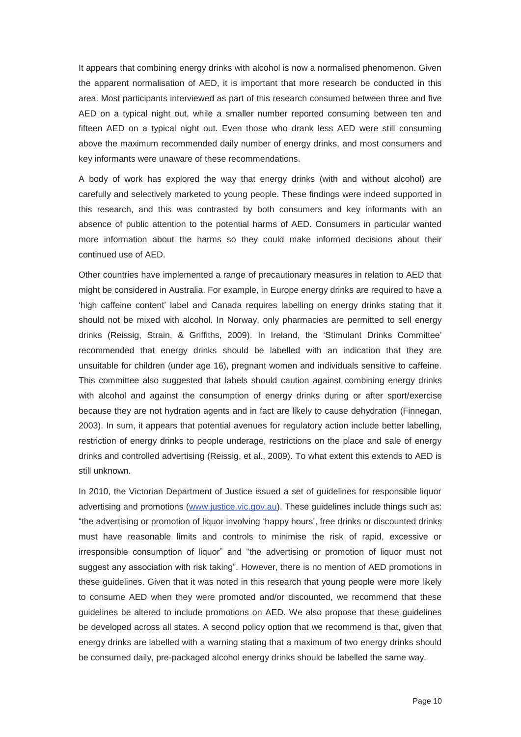It appears that combining energy drinks with alcohol is now a normalised phenomenon. Given the apparent normalisation of AED, it is important that more research be conducted in this area. Most participants interviewed as part of this research consumed between three and five AED on a typical night out, while a smaller number reported consuming between ten and fifteen AED on a typical night out. Even those who drank less AED were still consuming above the maximum recommended daily number of energy drinks, and most consumers and key informants were unaware of these recommendations.

A body of work has explored the way that energy drinks (with and without alcohol) are carefully and selectively marketed to young people. These findings were indeed supported in this research, and this was contrasted by both consumers and key informants with an absence of public attention to the potential harms of AED. Consumers in particular wanted more information about the harms so they could make informed decisions about their continued use of AED.

Other countries have implemented a range of precautionary measures in relation to AED that might be considered in Australia. For example, in Europe energy drinks are required to have a 'high caffeine content' label and Canada requires labelling on energy drinks stating that it should not be mixed with alcohol. In Norway, only pharmacies are permitted to sell energy drinks (Reissig, Strain, & Griffiths, 2009). In Ireland, the 'Stimulant Drinks Committee' recommended that energy drinks should be labelled with an indication that they are unsuitable for children (under age 16), pregnant women and individuals sensitive to caffeine. This committee also suggested that labels should caution against combining energy drinks with alcohol and against the consumption of energy drinks during or after sport/exercise because they are not hydration agents and in fact are likely to cause dehydration (Finnegan, 2003). In sum, it appears that potential avenues for regulatory action include better labelling, restriction of energy drinks to people underage, restrictions on the place and sale of energy drinks and controlled advertising (Reissig, et al., 2009). To what extent this extends to AED is still unknown.

In 2010, the Victorian Department of Justice issued a set of guidelines for responsible liquor advertising and promotions (www.justice.vic.gov.au). These guidelines include things such as: "the advertising or promotion of liquor involving 'happy hours', free drinks or discounted drinks must have reasonable limits and controls to minimise the risk of rapid, excessive or irresponsible consumption of liquor" and "the advertising or promotion of liquor must not suggest any association with risk taking". However, there is no mention of AED promotions in these guidelines. Given that it was noted in this research that young people were more likely to consume AED when they were promoted and/or discounted, we recommend that these guidelines be altered to include promotions on AED. We also propose that these guidelines be developed across all states. A second policy option that we recommend is that, given that energy drinks are labelled with a warning stating that a maximum of two energy drinks should be consumed daily, pre-packaged alcohol energy drinks should be labelled the same way.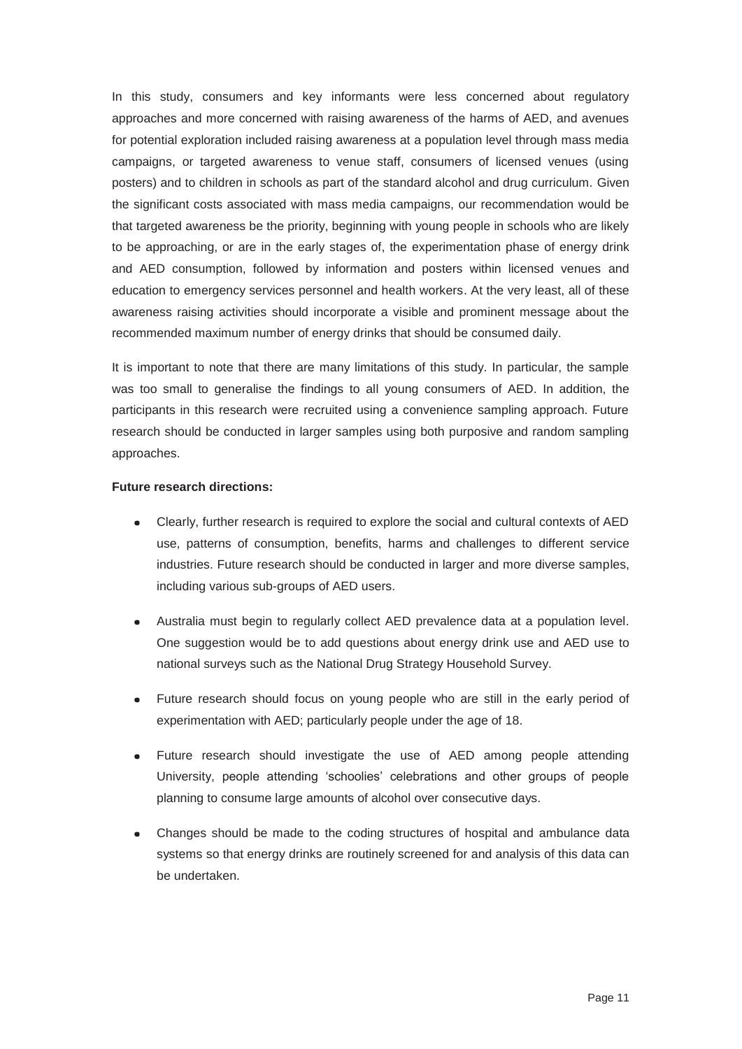In this study, consumers and key informants were less concerned about regulatory approaches and more concerned with raising awareness of the harms of AED, and avenues for potential exploration included raising awareness at a population level through mass media campaigns, or targeted awareness to venue staff, consumers of licensed venues (using posters) and to children in schools as part of the standard alcohol and drug curriculum. Given the significant costs associated with mass media campaigns, our recommendation would be that targeted awareness be the priority, beginning with young people in schools who are likely to be approaching, or are in the early stages of, the experimentation phase of energy drink and AED consumption, followed by information and posters within licensed venues and education to emergency services personnel and health workers. At the very least, all of these awareness raising activities should incorporate a visible and prominent message about the recommended maximum number of energy drinks that should be consumed daily.

It is important to note that there are many limitations of this study. In particular, the sample was too small to generalise the findings to all young consumers of AED. In addition, the participants in this research were recruited using a convenience sampling approach. Future research should be conducted in larger samples using both purposive and random sampling approaches.

**Future research directions:**

- Clearly, further research is required to explore the social and cultural contexts of AED use, patterns of consumption, benefits, harms and challenges to different service industries. Future research should be conducted in larger and more diverse samples, including various sub-groups of AED users.
- Australia must begin to regularly collect AED prevalence data at a population level. One suggestion would be to add questions about energy drink use and AED use to national surveys such as the National Drug Strategy Household Survey.
- Future research should focus on young people who are still in the early period of experimentation with AED; particularly people under the age of 18.
- Future research should investigate the use of AED among people attending University, people attending 'schoolies' celebrations and other groups of people planning to consume large amounts of alcohol over consecutive days.
- Changes should be made to the coding structures of hospital and ambulance data systems so that energy drinks are routinely screened for and analysis of this data can be undertaken.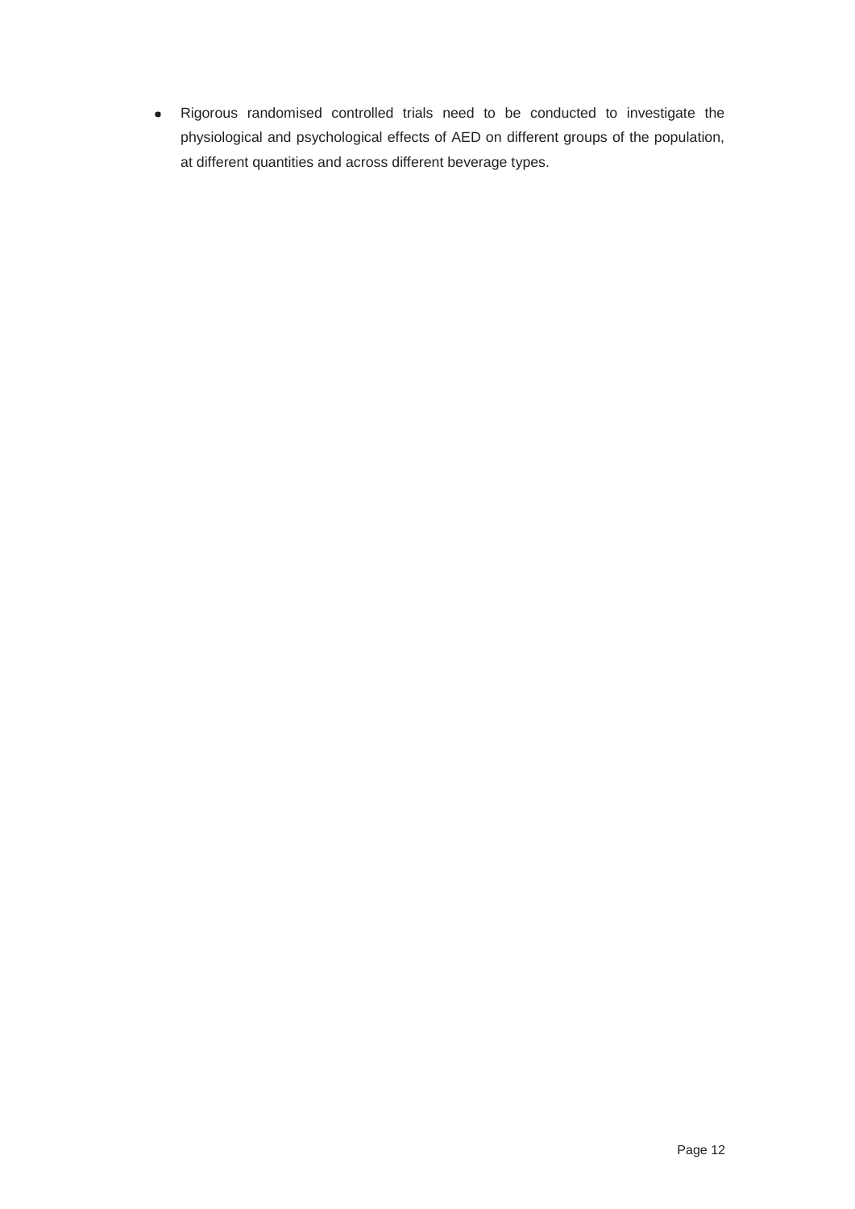- Rigorous randomised controlled trials need to be conducted to investigate the physiological and psychological effects of AED on different groups of the population, at different quantities and across different beverage types.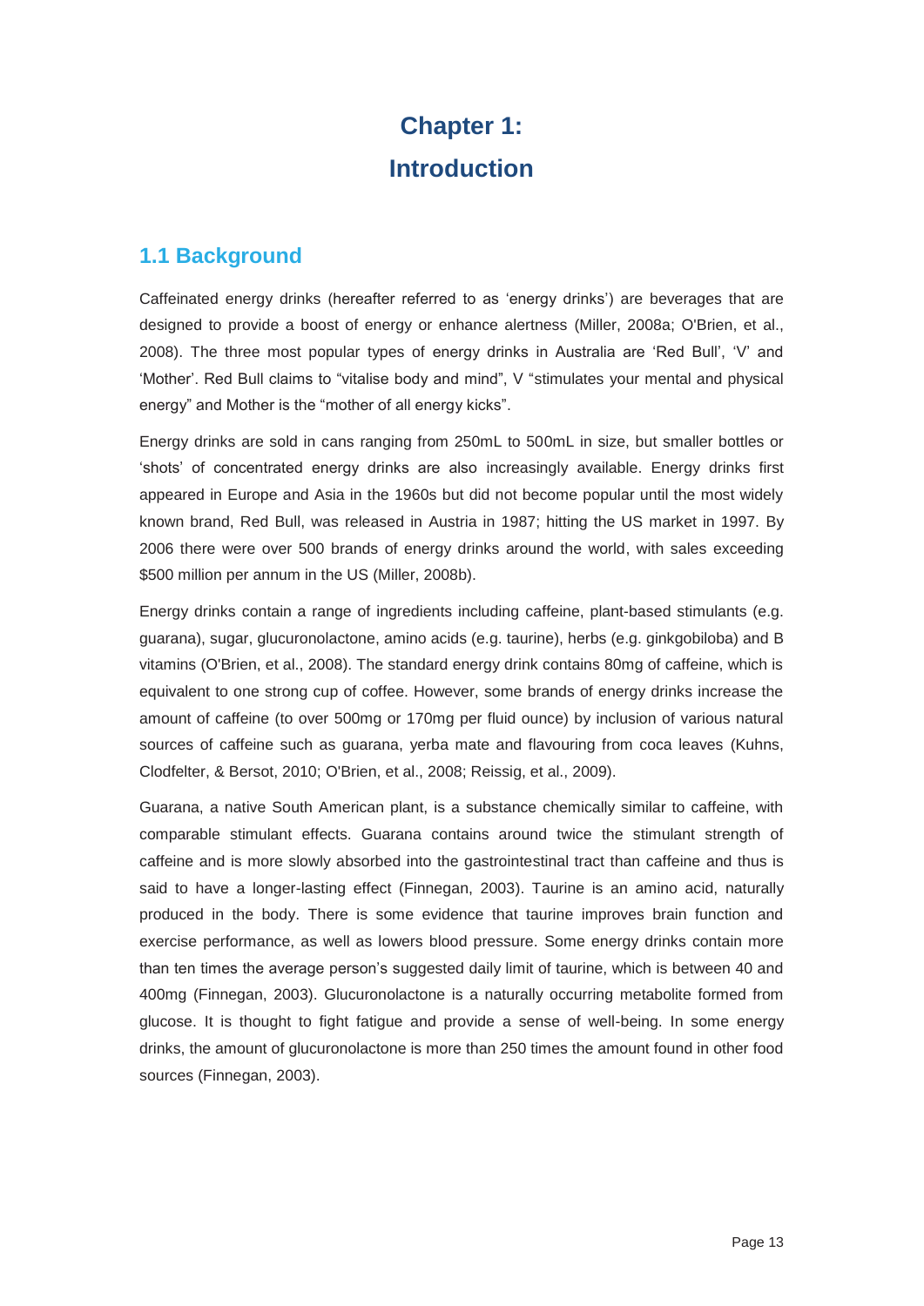# Chapter 1:
# Introduction

## 1.1 Background

Caffeinated energy drinks (hereafter referred to as 'energy drinks') are beverages that are designed to provide a boost of energy or enhance alertness (Miller, 2008a; O'Brien, et al., 2008). The three most popular types of energy drinks in Australia are 'Red Bull', 'V' and 'Mother'. Red Bull claims to "vitalise body and mind", V "stimulates your mental and physical energy" and Mother is the "mother of all energy kicks".

Energy drinks are sold in cans ranging from 250mL to 500mL in size, but smaller bottles or 'shots' of concentrated energy drinks are also increasingly available. Energy drinks first appeared in Europe and Asia in the 1960s but did not become popular until the most widely known brand, Red Bull, was released in Austria in 1987; hitting the US market in 1997. By 2006 there were over 500 brands of energy drinks around the world, with sales exceeding $500 million per annum in the US (Miller, 2008b).

Energy drinks contain a range of ingredients including caffeine, plant-based stimulants (e.g. guarana), sugar, glucuronolactone, amino acids (e.g. taurine), herbs (e.g. ginkgobiloba) and B vitamins (O'Brien, et al., 2008). The standard energy drink contains 80mg of caffeine, which is equivalent to one strong cup of coffee. However, some brands of energy drinks increase the amount of caffeine (to over 500mg or 170mg per fluid ounce) by inclusion of various natural sources of caffeine such as guarana, yerba mate and flavouring from coca leaves (Kuhns, Clodfelter, & Bersot, 2010; O'Brien, et al., 2008; Reissig, et al., 2009).

Guarana, a native South American plant, is a substance chemically similar to caffeine, with comparable stimulant effects. Guarana contains around twice the stimulant strength of caffeine and is more slowly absorbed into the gastrointestinal tract than caffeine and thus is said to have a longer-lasting effect (Finnegan, 2003). Taurine is an amino acid, naturally produced in the body. There is some evidence that taurine improves brain function and exercise performance, as well as lowers blood pressure. Some energy drinks contain more than ten times the average person's suggested daily limit of taurine, which is between 40 and 400mg (Finnegan, 2003). Glucuronolactone is a naturally occurring metabolite formed from glucose. It is thought to fight fatigue and provide a sense of well-being. In some energy drinks, the amount of glucuronolactone is more than 250 times the amount found in other food sources (Finnegan, 2003).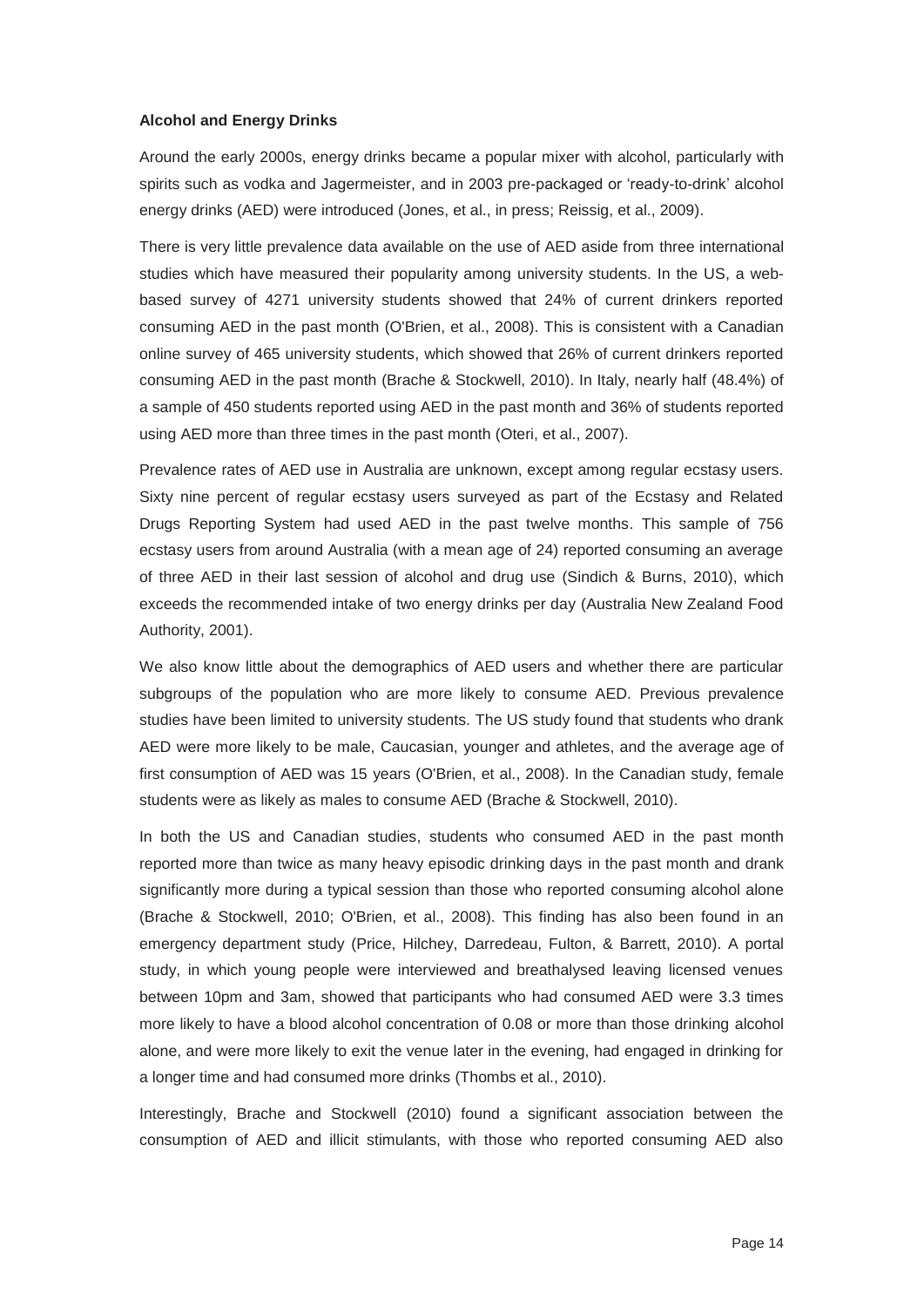**Alcohol and Energy Drinks**

Around the early 2000s, energy drinks became a popular mixer with alcohol, particularly with spirits such as vodka and Jagermeister, and in 2003 pre-packaged or 'ready-to-drink' alcohol energy drinks (AED) were introduced (Jones, et al., in press; Reissig, et al., 2009).

There is very little prevalence data available on the use of AED aside from three international studies which have measured their popularity among university students. In the US, a web-based survey of 4271 university students showed that 24% of current drinkers reported consuming AED in the past month (O'Brien, et al., 2008). This is consistent with a Canadian online survey of 465 university students, which showed that 26% of current drinkers reported consuming AED in the past month (Brache & Stockwell, 2010). In Italy, nearly half (48.4%) of a sample of 450 students reported using AED in the past month and 36% of students reported using AED more than three times in the past month (Oteri, et al., 2007).

Prevalence rates of AED use in Australia are unknown, except among regular ecstasy users. Sixty nine percent of regular ecstasy users surveyed as part of the Ecstasy and Related Drugs Reporting System had used AED in the past twelve months. This sample of 756 ecstasy users from around Australia (with a mean age of 24) reported consuming an average of three AED in their last session of alcohol and drug use (Sindich & Burns, 2010), which exceeds the recommended intake of two energy drinks per day (Australia New Zealand Food Authority, 2001).

We also know little about the demographics of AED users and whether there are particular subgroups of the population who are more likely to consume AED. Previous prevalence studies have been limited to university students. The US study found that students who drank AED were more likely to be male, Caucasian, younger and athletes, and the average age of first consumption of AED was 15 years (O'Brien, et al., 2008). In the Canadian study, female students were as likely as males to consume AED (Brache & Stockwell, 2010).

In both the US and Canadian studies, students who consumed AED in the past month reported more than twice as many heavy episodic drinking days in the past month and drank significantly more during a typical session than those who reported consuming alcohol alone (Brache & Stockwell, 2010; O'Brien, et al., 2008). This finding has also been found in an emergency department study (Price, Hilchey, Darredeau, Fulton, & Barrett, 2010). A portal study, in which young people were interviewed and breathalysed leaving licensed venues between 10pm and 3am, showed that participants who had consumed AED were 3.3 times more likely to have a blood alcohol concentration of 0.08 or more than those drinking alcohol alone, and were more likely to exit the venue later in the evening, had engaged in drinking for a longer time and had consumed more drinks (Thombs et al., 2010).

Interestingly, Brache and Stockwell (2010) found a significant association between the consumption of AED and illicit stimulants, with those who reported consuming AED also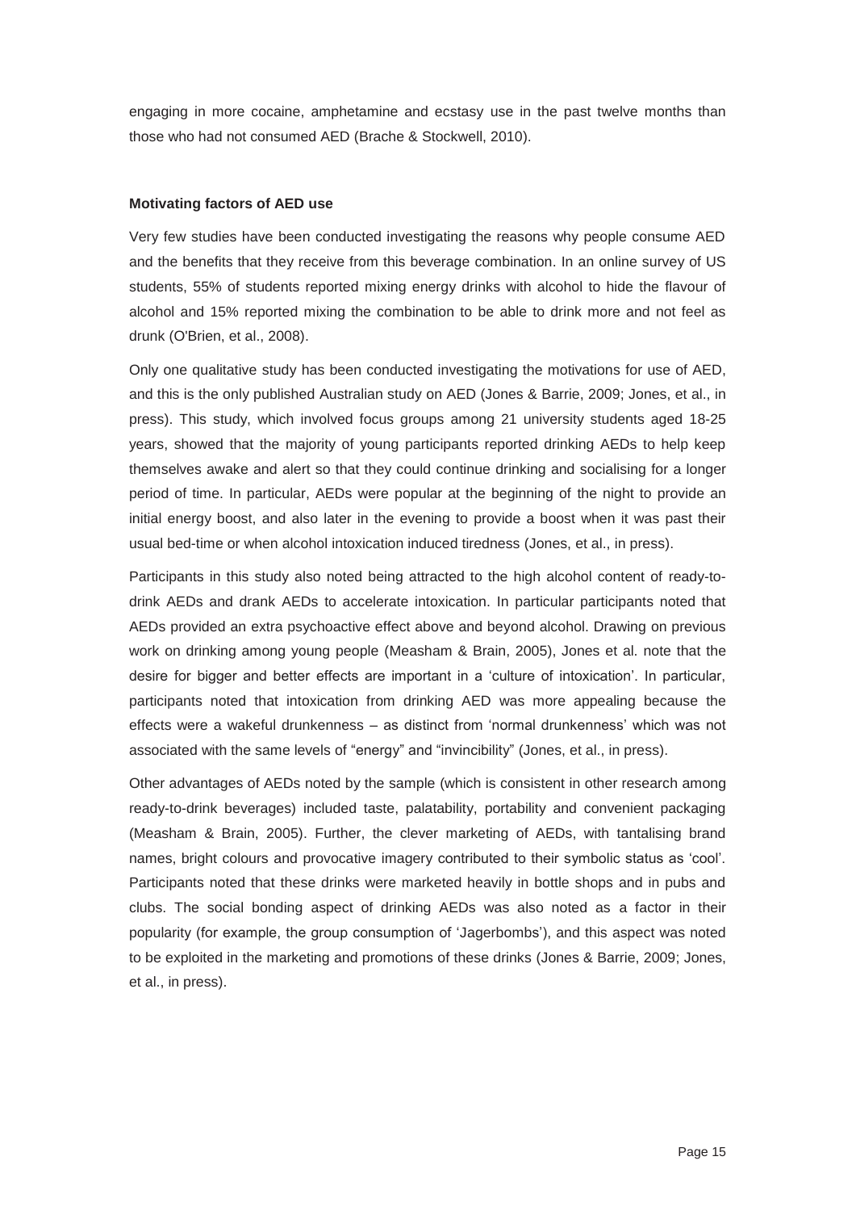engaging in more cocaine, amphetamine and ecstasy use in the past twelve months than those who had not consumed AED (Brache & Stockwell, 2010).

### Motivating factors of AED use

Very few studies have been conducted investigating the reasons why people consume AED and the benefits that they receive from this beverage combination. In an online survey of US students, 55% of students reported mixing energy drinks with alcohol to hide the flavour of alcohol and 15% reported mixing the combination to be able to drink more and not feel as drunk (O'Brien, et al., 2008).

Only one qualitative study has been conducted investigating the motivations for use of AED, and this is the only published Australian study on AED (Jones & Barrie, 2009; Jones, et al., in press). This study, which involved focus groups among 21 university students aged 18-25 years, showed that the majority of young participants reported drinking AEDs to help keep themselves awake and alert so that they could continue drinking and socialising for a longer period of time. In particular, AEDs were popular at the beginning of the night to provide an initial energy boost, and also later in the evening to provide a boost when it was past their usual bed-time or when alcohol intoxication induced tiredness (Jones, et al., in press).

Participants in this study also noted being attracted to the high alcohol content of ready-to-drink AEDs and drank AEDs to accelerate intoxication. In particular participants noted that AEDs provided an extra psychoactive effect above and beyond alcohol. Drawing on previous work on drinking among young people (Measham & Brain, 2005), Jones et al. note that the desire for bigger and better effects are important in a 'culture of intoxication'. In particular, participants noted that intoxication from drinking AED was more appealing because the effects were a wakeful drunkenness – as distinct from 'normal drunkenness' which was not associated with the same levels of "energy" and "invincibility" (Jones, et al., in press).

Other advantages of AEDs noted by the sample (which is consistent in other research among ready-to-drink beverages) included taste, palatability, portability and convenient packaging (Measham & Brain, 2005). Further, the clever marketing of AEDs, with tantalising brand names, bright colours and provocative imagery contributed to their symbolic status as 'cool'. Participants noted that these drinks were marketed heavily in bottle shops and in pubs and clubs. The social bonding aspect of drinking AEDs was also noted as a factor in their popularity (for example, the group consumption of 'Jagerbombs'), and this aspect was noted to be exploited in the marketing and promotions of these drinks (Jones & Barrie, 2009; Jones, et al., in press).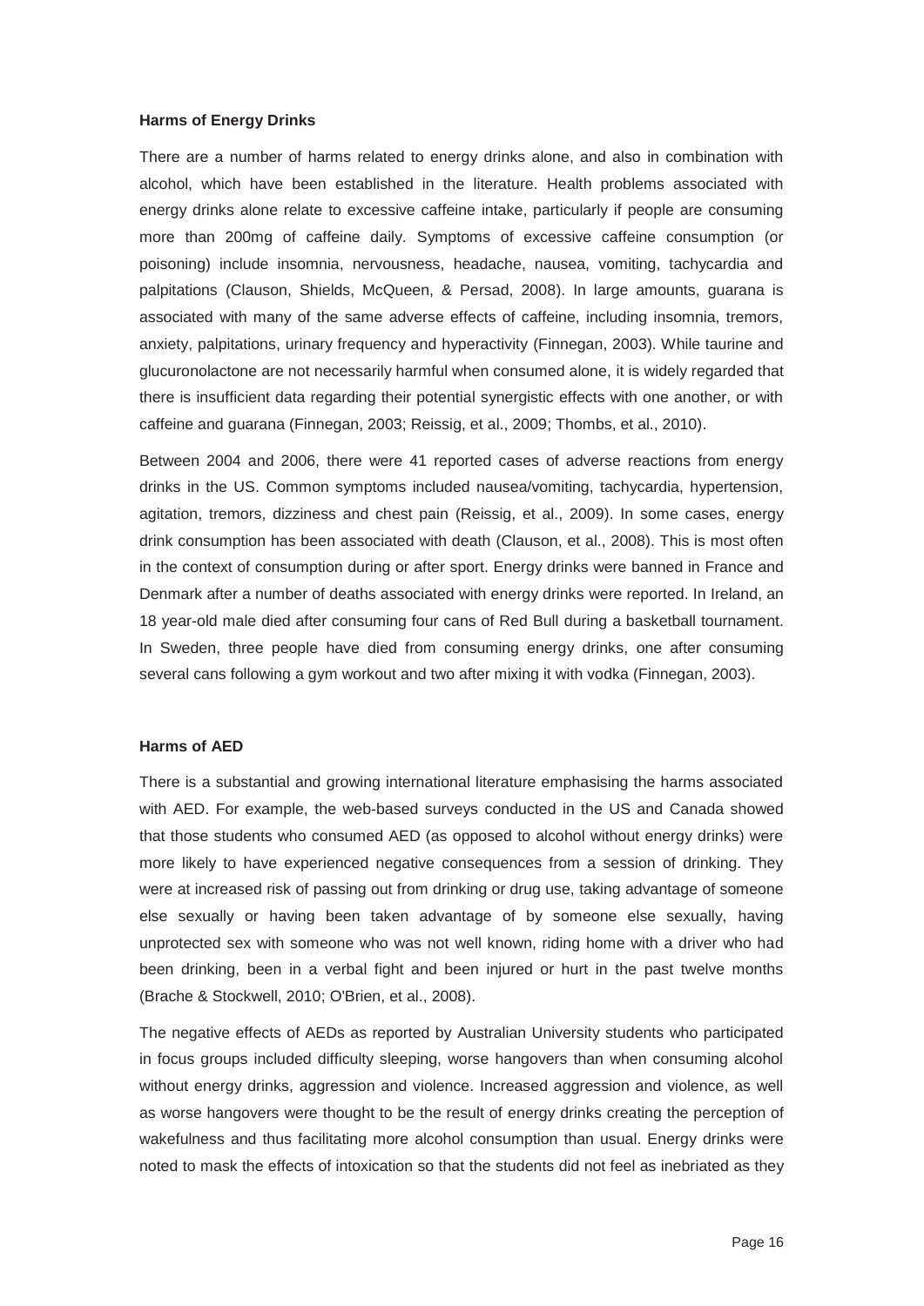**Harms of Energy Drinks**

There are a number of harms related to energy drinks alone, and also in combination with alcohol, which have been established in the literature. Health problems associated with energy drinks alone relate to excessive caffeine intake, particularly if people are consuming more than 200mg of caffeine daily. Symptoms of excessive caffeine consumption (or poisoning) include insomnia, nervousness, headache, nausea, vomiting, tachycardia and palpitations (Clauson, Shields, McQueen, & Persad, 2008). In large amounts, guarana is associated with many of the same adverse effects of caffeine, including insomnia, tremors, anxiety, palpitations, urinary frequency and hyperactivity (Finnegan, 2003). While taurine and glucuronolactone are not necessarily harmful when consumed alone, it is widely regarded that there is insufficient data regarding their potential synergistic effects with one another, or with caffeine and guarana (Finnegan, 2003; Reissig, et al., 2009; Thombs, et al., 2010).

Between 2004 and 2006, there were 41 reported cases of adverse reactions from energy drinks in the US. Common symptoms included nausea/vomiting, tachycardia, hypertension, agitation, tremors, dizziness and chest pain (Reissig, et al., 2009). In some cases, energy drink consumption has been associated with death (Clauson, et al., 2008). This is most often in the context of consumption during or after sport. Energy drinks were banned in France and Denmark after a number of deaths associated with energy drinks were reported. In Ireland, an 18 year-old male died after consuming four cans of Red Bull during a basketball tournament. In Sweden, three people have died from consuming energy drinks, one after consuming several cans following a gym workout and two after mixing it with vodka (Finnegan, 2003).

**Harms of AED**

There is a substantial and growing international literature emphasising the harms associated with AED. For example, the web-based surveys conducted in the US and Canada showed that those students who consumed AED (as opposed to alcohol without energy drinks) were more likely to have experienced negative consequences from a session of drinking. They were at increased risk of passing out from drinking or drug use, taking advantage of someone else sexually or having been taken advantage of by someone else sexually, having unprotected sex with someone who was not well known, riding home with a driver who had been drinking, been in a verbal fight and been injured or hurt in the past twelve months (Brache & Stockwell, 2010; O'Brien, et al., 2008).

The negative effects of AEDs as reported by Australian University students who participated in focus groups included difficulty sleeping, worse hangovers than when consuming alcohol without energy drinks, aggression and violence. Increased aggression and violence, as well as worse hangovers were thought to be the result of energy drinks creating the perception of wakefulness and thus facilitating more alcohol consumption than usual. Energy drinks were noted to mask the effects of intoxication so that the students did not feel as inebriated as they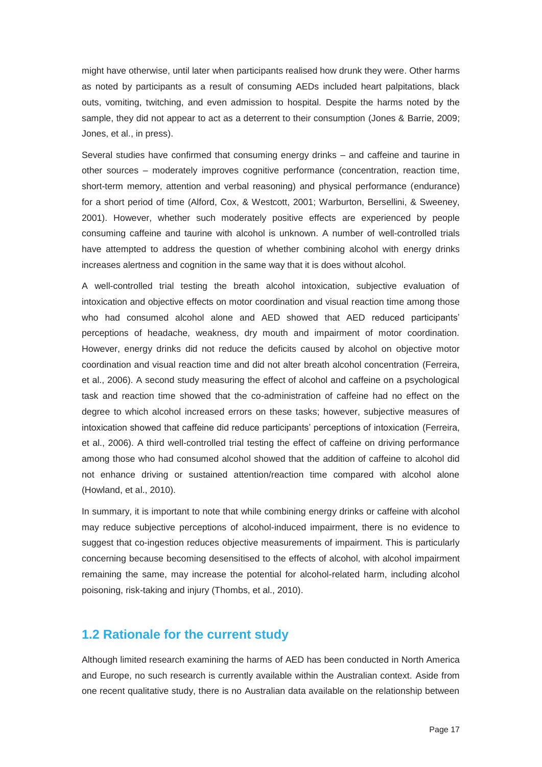might have otherwise, until later when participants realised how drunk they were. Other harms as noted by participants as a result of consuming AEDs included heart palpitations, black outs, vomiting, twitching, and even admission to hospital. Despite the harms noted by the sample, they did not appear to act as a deterrent to their consumption (Jones & Barrie, 2009; Jones, et al., in press).

Several studies have confirmed that consuming energy drinks – and caffeine and taurine in other sources – moderately improves cognitive performance (concentration, reaction time, short-term memory, attention and verbal reasoning) and physical performance (endurance) for a short period of time (Alford, Cox, & Westcott, 2001; Warburton, Bersellini, & Sweeney, 2001). However, whether such moderately positive effects are experienced by people consuming caffeine and taurine with alcohol is unknown. A number of well-controlled trials have attempted to address the question of whether combining alcohol with energy drinks increases alertness and cognition in the same way that it is does without alcohol.

A well-controlled trial testing the breath alcohol intoxication, subjective evaluation of intoxication and objective effects on motor coordination and visual reaction time among those who had consumed alcohol alone and AED showed that AED reduced participants' perceptions of headache, weakness, dry mouth and impairment of motor coordination. However, energy drinks did not reduce the deficits caused by alcohol on objective motor coordination and visual reaction time and did not alter breath alcohol concentration (Ferreira, et al., 2006). A second study measuring the effect of alcohol and caffeine on a psychological task and reaction time showed that the co-administration of caffeine had no effect on the degree to which alcohol increased errors on these tasks; however, subjective measures of intoxication showed that caffeine did reduce participants' perceptions of intoxication (Ferreira, et al., 2006). A third well-controlled trial testing the effect of caffeine on driving performance among those who had consumed alcohol showed that the addition of caffeine to alcohol did not enhance driving or sustained attention/reaction time compared with alcohol alone (Howland, et al., 2010).

In summary, it is important to note that while combining energy drinks or caffeine with alcohol may reduce subjective perceptions of alcohol-induced impairment, there is no evidence to suggest that co-ingestion reduces objective measurements of impairment. This is particularly concerning because becoming desensitised to the effects of alcohol, with alcohol impairment remaining the same, may increase the potential for alcohol-related harm, including alcohol poisoning, risk-taking and injury (Thombs, et al., 2010).

## 1.2 Rationale for the current study

Although limited research examining the harms of AED has been conducted in North America and Europe, no such research is currently available within the Australian context. Aside from one recent qualitative study, there is no Australian data available on the relationship between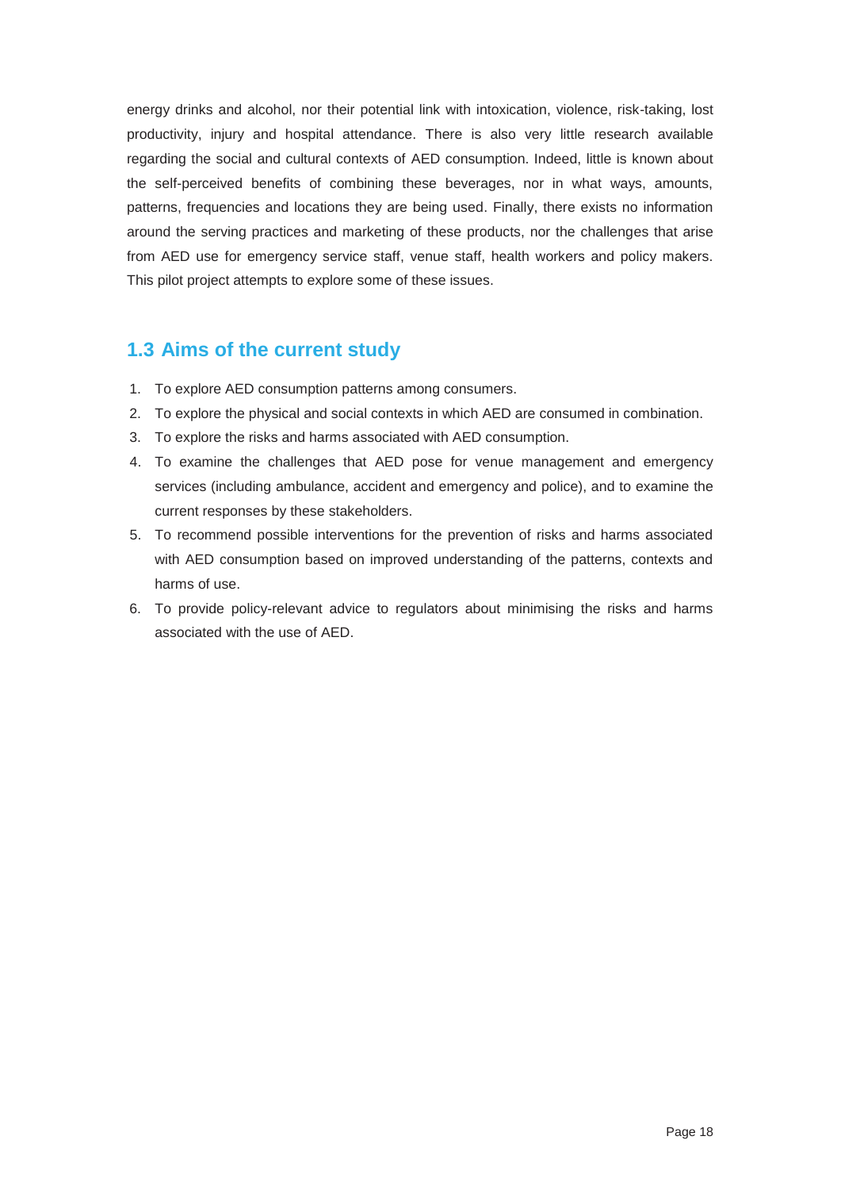energy drinks and alcohol, nor their potential link with intoxication, violence, risk-taking, lost productivity, injury and hospital attendance. There is also very little research available regarding the social and cultural contexts of AED consumption. Indeed, little is known about the self-perceived benefits of combining these beverages, nor in what ways, amounts, patterns, frequencies and locations they are being used. Finally, there exists no information around the serving practices and marketing of these products, nor the challenges that arise from AED use for emergency service staff, venue staff, health workers and policy makers. This pilot project attempts to explore some of these issues.

## 1.3 Aims of the current study

1. To explore AED consumption patterns among consumers.
2. To explore the physical and social contexts in which AED are consumed in combination.
3. To explore the risks and harms associated with AED consumption.
4. To examine the challenges that AED pose for venue management and emergency services (including ambulance, accident and emergency and police), and to examine the current responses by these stakeholders.
5. To recommend possible interventions for the prevention of risks and harms associated with AED consumption based on improved understanding of the patterns, contexts and harms of use.
6. To provide policy-relevant advice to regulators about minimising the risks and harms associated with the use of AED.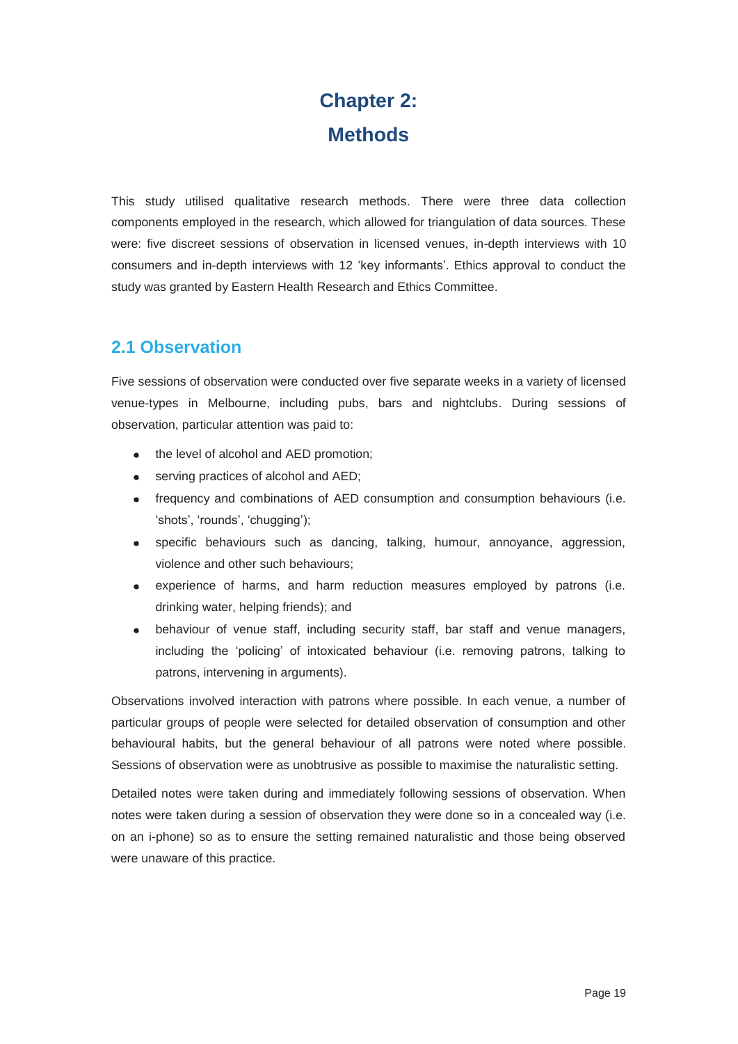# Chapter 2: Methods

This study utilised qualitative research methods. There were three data collection components employed in the research, which allowed for triangulation of data sources. These were: five discreet sessions of observation in licensed venues, in-depth interviews with 10 consumers and in-depth interviews with 12 'key informants'. Ethics approval to conduct the study was granted by Eastern Health Research and Ethics Committee.

## 2.1 Observation

Five sessions of observation were conducted over five separate weeks in a variety of licensed venue-types in Melbourne, including pubs, bars and nightclubs. During sessions of observation, particular attention was paid to:

- the level of alcohol and AED promotion;
- serving practices of alcohol and AED;
- frequency and combinations of AED consumption and consumption behaviours (i.e. 'shots', 'rounds', 'chugging');
- specific behaviours such as dancing, talking, humour, annoyance, aggression, violence and other such behaviours;
- experience of harms, and harm reduction measures employed by patrons (i.e. drinking water, helping friends); and
- behaviour of venue staff, including security staff, bar staff and venue managers, including the 'policing' of intoxicated behaviour (i.e. removing patrons, talking to patrons, intervening in arguments).

Observations involved interaction with patrons where possible. In each venue, a number of particular groups of people were selected for detailed observation of consumption and other behavioural habits, but the general behaviour of all patrons were noted where possible. Sessions of observation were as unobtrusive as possible to maximise the naturalistic setting.

Detailed notes were taken during and immediately following sessions of observation. When notes were taken during a session of observation they were done so in a concealed way (i.e. on an i-phone) so as to ensure the setting remained naturalistic and those being observed were unaware of this practice.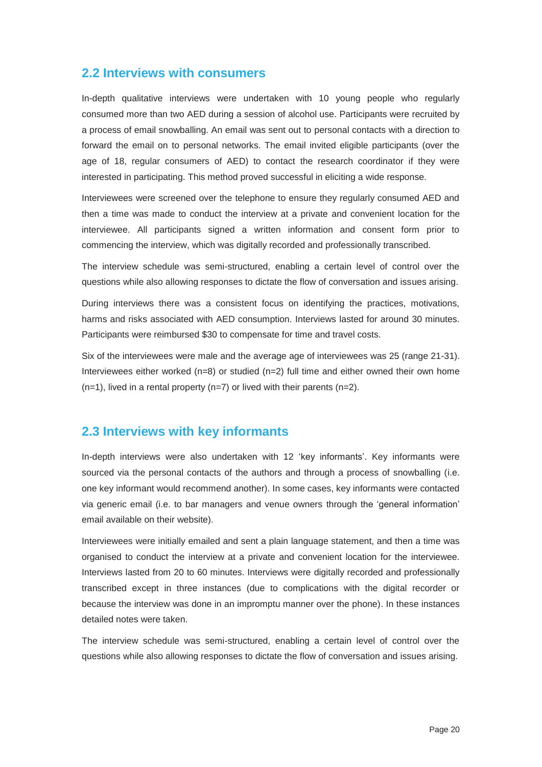## 2.2 Interviews with consumers

In-depth qualitative interviews were undertaken with 10 young people who regularly consumed more than two AED during a session of alcohol use. Participants were recruited by a process of email snowballing. An email was sent out to personal contacts with a direction to forward the email on to personal networks. The email invited eligible participants (over the age of 18, regular consumers of AED) to contact the research coordinator if they were interested in participating. This method proved successful in eliciting a wide response.

Interviewees were screened over the telephone to ensure they regularly consumed AED and then a time was made to conduct the interview at a private and convenient location for the interviewee. All participants signed a written information and consent form prior to commencing the interview, which was digitally recorded and professionally transcribed.

The interview schedule was semi-structured, enabling a certain level of control over the questions while also allowing responses to dictate the flow of conversation and issues arising.

During interviews there was a consistent focus on identifying the practices, motivations, harms and risks associated with AED consumption. Interviews lasted for around 30 minutes. Participants were reimbursed $30 to compensate for time and travel costs.

Six of the interviewees were male and the average age of interviewees was 25 (range 21-31). Interviewees either worked (n=8) or studied (n=2) full time and either owned their own home (n=1), lived in a rental property (n=7) or lived with their parents (n=2).

## 2.3 Interviews with key informants

In-depth interviews were also undertaken with 12 'key informants'. Key informants were sourced via the personal contacts of the authors and through a process of snowballing (i.e. one key informant would recommend another). In some cases, key informants were contacted via generic email (i.e. to bar managers and venue owners through the 'general information' email available on their website).

Interviewees were initially emailed and sent a plain language statement, and then a time was organised to conduct the interview at a private and convenient location for the interviewee. Interviews lasted from 20 to 60 minutes. Interviews were digitally recorded and professionally transcribed except in three instances (due to complications with the digital recorder or because the interview was done in an impromptu manner over the phone). In these instances detailed notes were taken.

The interview schedule was semi-structured, enabling a certain level of control over the questions while also allowing responses to dictate the flow of conversation and issues arising.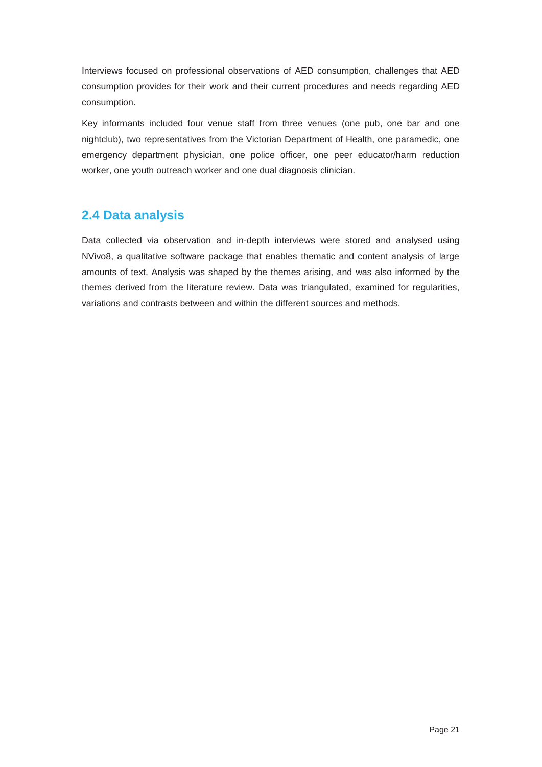Interviews focused on professional observations of AED consumption, challenges that AED consumption provides for their work and their current procedures and needs regarding AED consumption.

Key informants included four venue staff from three venues (one pub, one bar and one nightclub), two representatives from the Victorian Department of Health, one paramedic, one emergency department physician, one police officer, one peer educator/harm reduction worker, one youth outreach worker and one dual diagnosis clinician.

## 2.4 Data analysis

Data collected via observation and in-depth interviews were stored and analysed using NVivo8, a qualitative software package that enables thematic and content analysis of large amounts of text. Analysis was shaped by the themes arising, and was also informed by the themes derived from the literature review. Data was triangulated, examined for regularities, variations and contrasts between and within the different sources and methods.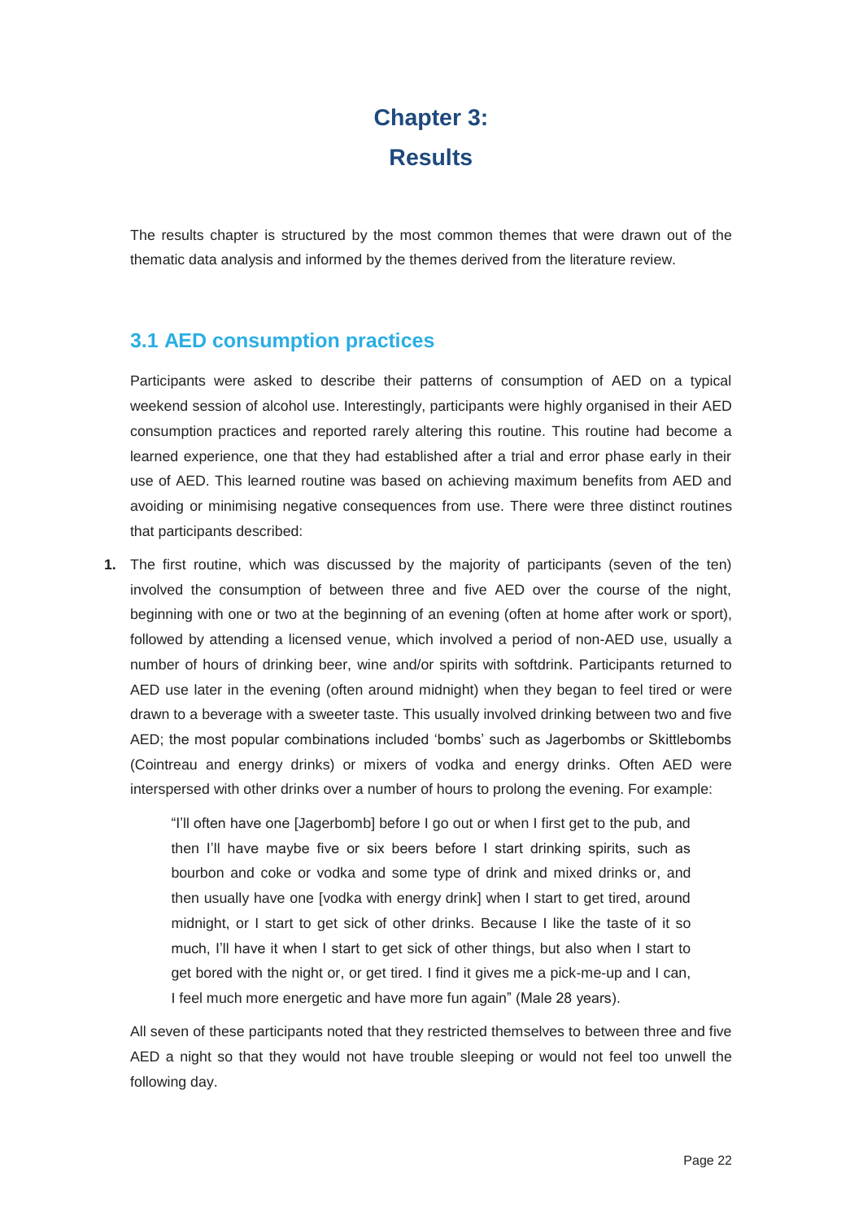# Chapter 3: Results

The results chapter is structured by the most common themes that were drawn out of the thematic data analysis and informed by the themes derived from the literature review.

## 3.1 AED consumption practices

Participants were asked to describe their patterns of consumption of AED on a typical weekend session of alcohol use. Interestingly, participants were highly organised in their AED consumption practices and reported rarely altering this routine. This routine had become a learned experience, one that they had established after a trial and error phase early in their use of AED. This learned routine was based on achieving maximum benefits from AED and avoiding or minimising negative consequences from use. There were three distinct routines that participants described:

1. The first routine, which was discussed by the majority of participants (seven of the ten) involved the consumption of between three and five AED over the course of the night, beginning with one or two at the beginning of an evening (often at home after work or sport), followed by attending a licensed venue, which involved a period of non-AED use, usually a number of hours of drinking beer, wine and/or spirits with softdrink. Participants returned to AED use later in the evening (often around midnight) when they began to feel tired or were drawn to a beverage with a sweeter taste. This usually involved drinking between two and five AED; the most popular combinations included 'bombs' such as Jagerbombs or Skittlebombs (Cointreau and energy drinks) or mixers of vodka and energy drinks. Often AED were interspersed with other drinks over a number of hours to prolong the evening. For example:

   > "I'll often have one [Jagerbomb] before I go out or when I first get to the pub, and then I'll have maybe five or six beers before I start drinking spirits, such as bourbon and coke or vodka and some type of drink and mixed drinks or, and then usually have one [vodka with energy drink] when I start to get tired, around midnight, or I start to get sick of other drinks. Because I like the taste of it so much, I'll have it when I start to get sick of other things, but also when I start to get bored with the night or, or get tired. I find it gives me a pick-me-up and I can, I feel much more energetic and have more fun again" (Male 28 years).

   All seven of these participants noted that they restricted themselves to between three and five AED a night so that they would not have trouble sleeping or would not feel too unwell the following day.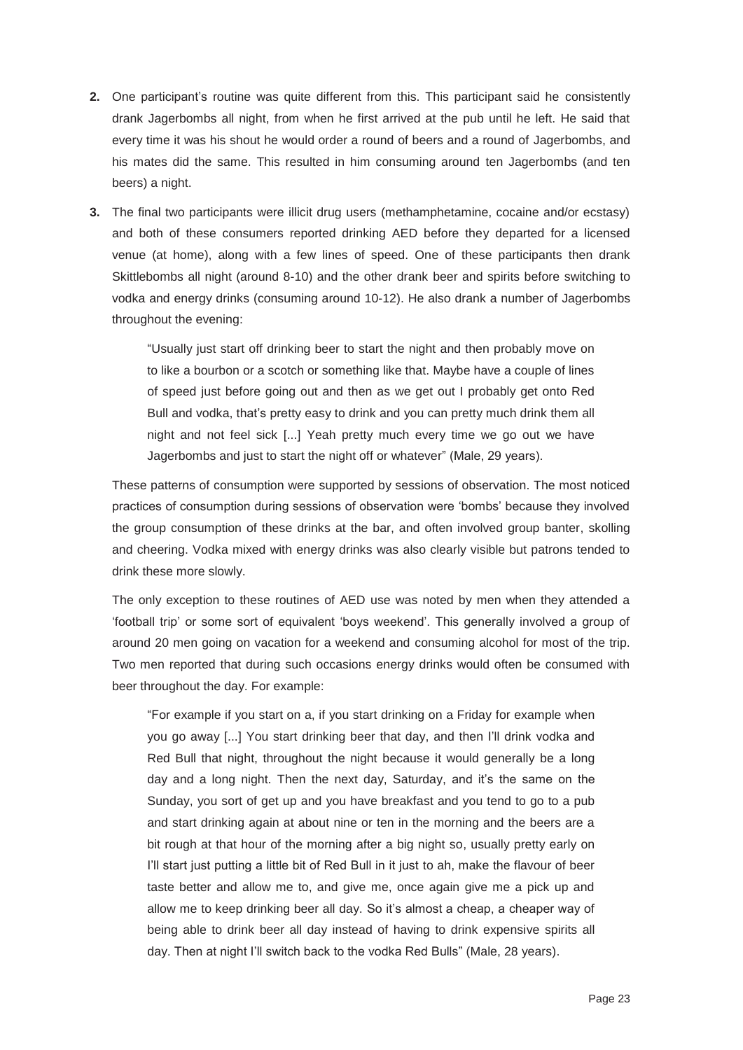2. One participant's routine was quite different from this. This participant said he consistently drank Jagerbombs all night, from when he first arrived at the pub until he left. He said that every time it was his shout he would order a round of beers and a round of Jagerbombs, and his mates did the same. This resulted in him consuming around ten Jagerbombs (and ten beers) a night.

3. The final two participants were illicit drug users (methamphetamine, cocaine and/or ecstasy) and both of these consumers reported drinking AED before they departed for a licensed venue (at home), along with a few lines of speed. One of these participants then drank Skittlebombs all night (around 8-10) and the other drank beer and spirits before switching to vodka and energy drinks (consuming around 10-12). He also drank a number of Jagerbombs throughout the evening:

   > "Usually just start off drinking beer to start the night and then probably move on to like a bourbon or a scotch or something like that. Maybe have a couple of lines of speed just before going out and then as we get out I probably get onto Red Bull and vodka, that's pretty easy to drink and you can pretty much drink them all night and not feel sick [...] Yeah pretty much every time we go out we have Jagerbombs and just to start the night off or whatever" (Male, 29 years).

   These patterns of consumption were supported by sessions of observation. The most noticed practices of consumption during sessions of observation were 'bombs' because they involved the group consumption of these drinks at the bar, and often involved group banter, skolling and cheering. Vodka mixed with energy drinks was also clearly visible but patrons tended to drink these more slowly.

   The only exception to these routines of AED use was noted by men when they attended a 'football trip' or some sort of equivalent 'boys weekend'. This generally involved a group of around 20 men going on vacation for a weekend and consuming alcohol for most of the trip. Two men reported that during such occasions energy drinks would often be consumed with beer throughout the day. For example:

   > "For example if you start on a, if you start drinking on a Friday for example when you go away [...] You start drinking beer that day, and then I'll drink vodka and Red Bull that night, throughout the night because it would generally be a long day and a long night. Then the next day, Saturday, and it's the same on the Sunday, you sort of get up and you have breakfast and you tend to go to a pub and start drinking again at about nine or ten in the morning and the beers are a bit rough at that hour of the morning after a big night so, usually pretty early on I'll start just putting a little bit of Red Bull in it just to ah, make the flavour of beer taste better and allow me to, and give me, once again give me a pick up and allow me to keep drinking beer all day. So it's almost a cheap, a cheaper way of being able to drink beer all day instead of having to drink expensive spirits all day. Then at night I'll switch back to the vodka Red Bulls" (Male, 28 years).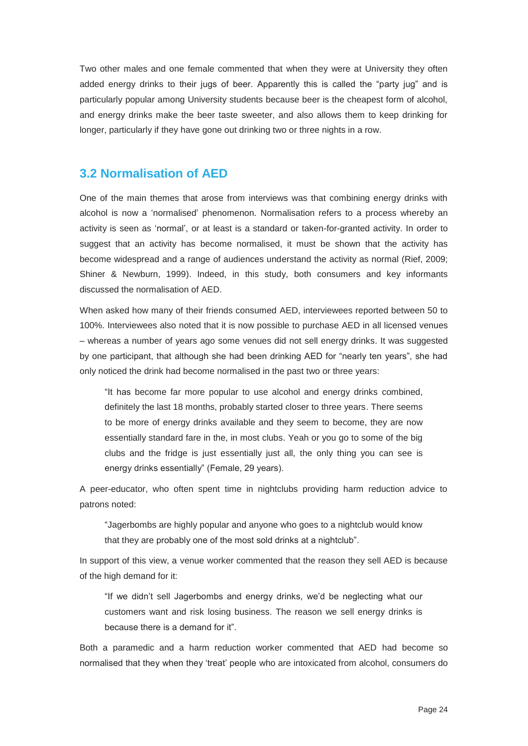Two other males and one female commented that when they were at University they often added energy drinks to their jugs of beer. Apparently this is called the "party jug" and is particularly popular among University students because beer is the cheapest form of alcohol, and energy drinks make the beer taste sweeter, and also allows them to keep drinking for longer, particularly if they have gone out drinking two or three nights in a row.

## 3.2 Normalisation of AED

One of the main themes that arose from interviews was that combining energy drinks with alcohol is now a 'normalised' phenomenon. Normalisation refers to a process whereby an activity is seen as 'normal', or at least is a standard or taken-for-granted activity. In order to suggest that an activity has become normalised, it must be shown that the activity has become widespread and a range of audiences understand the activity as normal (Rief, 2009; Shiner & Newburn, 1999). Indeed, in this study, both consumers and key informants discussed the normalisation of AED.

When asked how many of their friends consumed AED, interviewees reported between 50 to 100%. Interviewees also noted that it is now possible to purchase AED in all licensed venues – whereas a number of years ago some venues did not sell energy drinks. It was suggested by one participant, that although she had been drinking AED for "nearly ten years", she had only noticed the drink had become normalised in the past two or three years:

> "It has become far more popular to use alcohol and energy drinks combined, definitely the last 18 months, probably started closer to three years. There seems to be more of energy drinks available and they seem to become, they are now essentially standard fare in the, in most clubs. Yeah or you go to some of the big clubs and the fridge is just essentially just all, the only thing you can see is energy drinks essentially" (Female, 29 years).

A peer-educator, who often spent time in nightclubs providing harm reduction advice to patrons noted:

> "Jagerbombs are highly popular and anyone who goes to a nightclub would know that they are probably one of the most sold drinks at a nightclub".

In support of this view, a venue worker commented that the reason they sell AED is because of the high demand for it:

> "If we didn't sell Jagerbombs and energy drinks, we'd be neglecting what our customers want and risk losing business. The reason we sell energy drinks is because there is a demand for it".

Both a paramedic and a harm reduction worker commented that AED had become so normalised that they when they 'treat' people who are intoxicated from alcohol, consumers do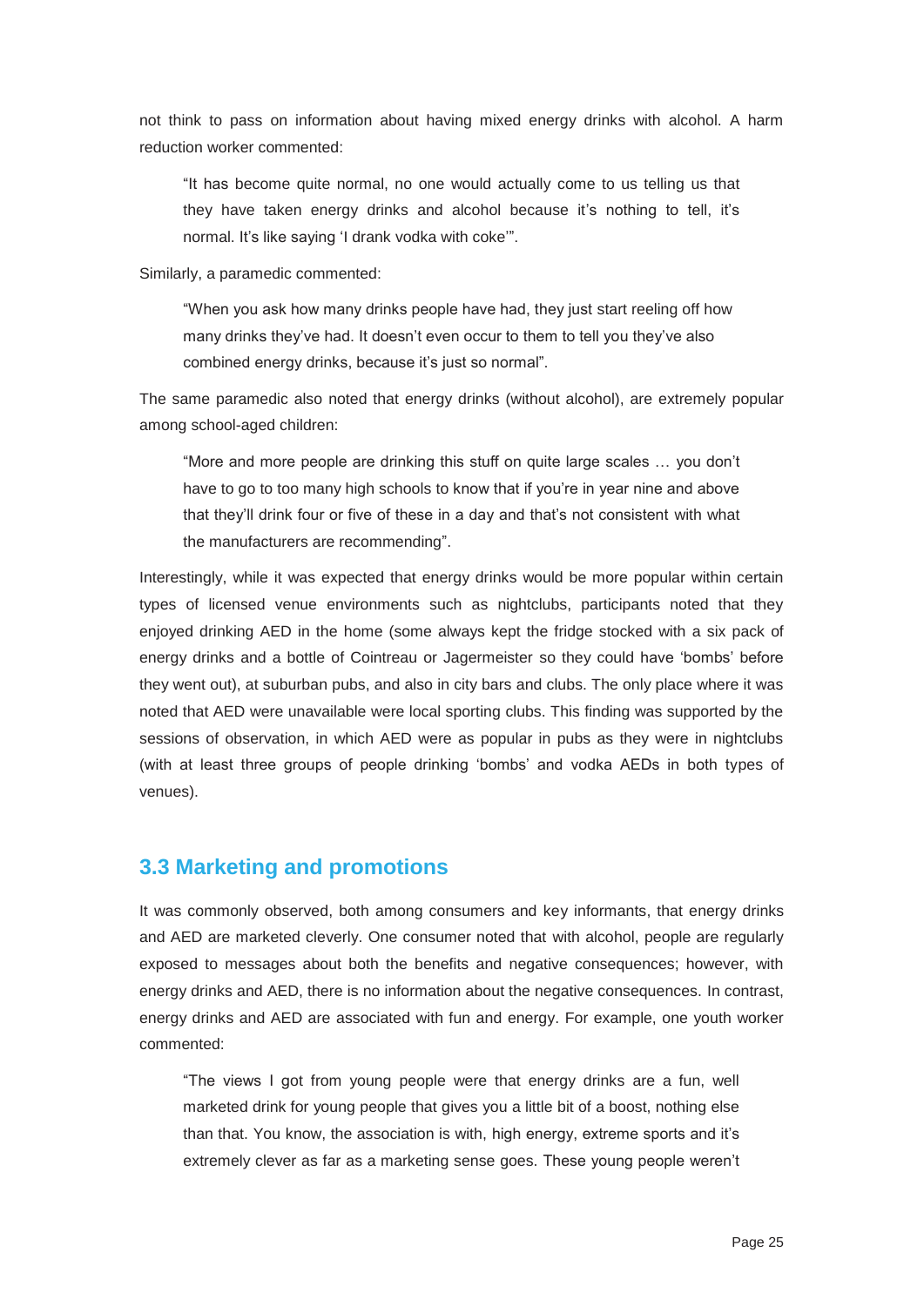not think to pass on information about having mixed energy drinks with alcohol. A harm reduction worker commented:

> “It has become quite normal, no one would actually come to us telling us that they have taken energy drinks and alcohol because it’s nothing to tell, it’s normal. It’s like saying ‘I drank vodka with coke’”.

Similarly, a paramedic commented:

> “When you ask how many drinks people have had, they just start reeling off how many drinks they’ve had. It doesn’t even occur to them to tell you they’ve also combined energy drinks, because it’s just so normal”.

The same paramedic also noted that energy drinks (without alcohol), are extremely popular among school-aged children:

> “More and more people are drinking this stuff on quite large scales … you don’t have to go to too many high schools to know that if you’re in year nine and above that they’ll drink four or five of these in a day and that’s not consistent with what the manufacturers are recommending”.

Interestingly, while it was expected that energy drinks would be more popular within certain types of licensed venue environments such as nightclubs, participants noted that they enjoyed drinking AED in the home (some always kept the fridge stocked with a six pack of energy drinks and a bottle of Cointreau or Jagermeister so they could have ‘bombs’ before they went out), at suburban pubs, and also in city bars and clubs. The only place where it was noted that AED were unavailable were local sporting clubs. This finding was supported by the sessions of observation, in which AED were as popular in pubs as they were in nightclubs (with at least three groups of people drinking ‘bombs’ and vodka AEDs in both types of venues).

## 3.3 Marketing and promotions

It was commonly observed, both among consumers and key informants, that energy drinks and AED are marketed cleverly. One consumer noted that with alcohol, people are regularly exposed to messages about both the benefits and negative consequences; however, with energy drinks and AED, there is no information about the negative consequences. In contrast, energy drinks and AED are associated with fun and energy. For example, one youth worker commented:

> “The views I got from young people were that energy drinks are a fun, well marketed drink for young people that gives you a little bit of a boost, nothing else than that. You know, the association is with, high energy, extreme sports and it’s extremely clever as far as a marketing sense goes. These young people weren’t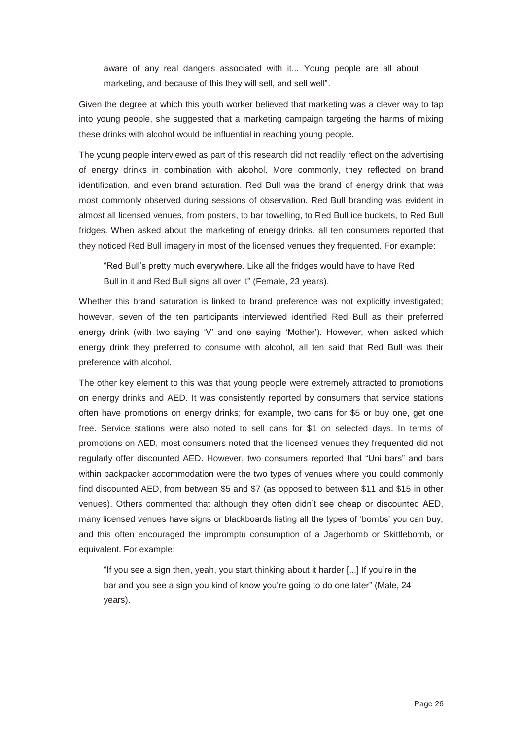> aware of any real dangers associated with it... Young people are all about marketing, and because of this they will sell, and sell well".

Given the degree at which this youth worker believed that marketing was a clever way to tap into young people, she suggested that a marketing campaign targeting the harms of mixing these drinks with alcohol would be influential in reaching young people.

The young people interviewed as part of this research did not readily reflect on the advertising of energy drinks in combination with alcohol. More commonly, they reflected on brand identification, and even brand saturation. Red Bull was the brand of energy drink that was most commonly observed during sessions of observation. Red Bull branding was evident in almost all licensed venues, from posters, to bar towelling, to Red Bull ice buckets, to Red Bull fridges. When asked about the marketing of energy drinks, all ten consumers reported that they noticed Red Bull imagery in most of the licensed venues they frequented. For example:

> "Red Bull's pretty much everywhere. Like all the fridges would have to have Red Bull in it and Red Bull signs all over it" (Female, 23 years).

Whether this brand saturation is linked to brand preference was not explicitly investigated; however, seven of the ten participants interviewed identified Red Bull as their preferred energy drink (with two saying 'V' and one saying 'Mother'). However, when asked which energy drink they preferred to consume with alcohol, all ten said that Red Bull was their preference with alcohol.

The other key element to this was that young people were extremely attracted to promotions on energy drinks and AED. It was consistently reported by consumers that service stations often have promotions on energy drinks; for example, two cans for $5 or buy one, get one free. Service stations were also noted to sell cans for $1 on selected days. In terms of promotions on AED, most consumers noted that the licensed venues they frequented did not regularly offer discounted AED. However, two consumers reported that "Uni bars" and bars within backpacker accommodation were the two types of venues where you could commonly find discounted AED, from between $5 and $7 (as opposed to between $11 and $15 in other venues). Others commented that although they often didn't see cheap or discounted AED, many licensed venues have signs or blackboards listing all the types of 'bombs' you can buy, and this often encouraged the impromptu consumption of a Jagerbomb or Skittlebomb, or equivalent. For example:

> "If you see a sign then, yeah, you start thinking about it harder [...] If you're in the bar and you see a sign you kind of know you're going to do one later" (Male, 24 years).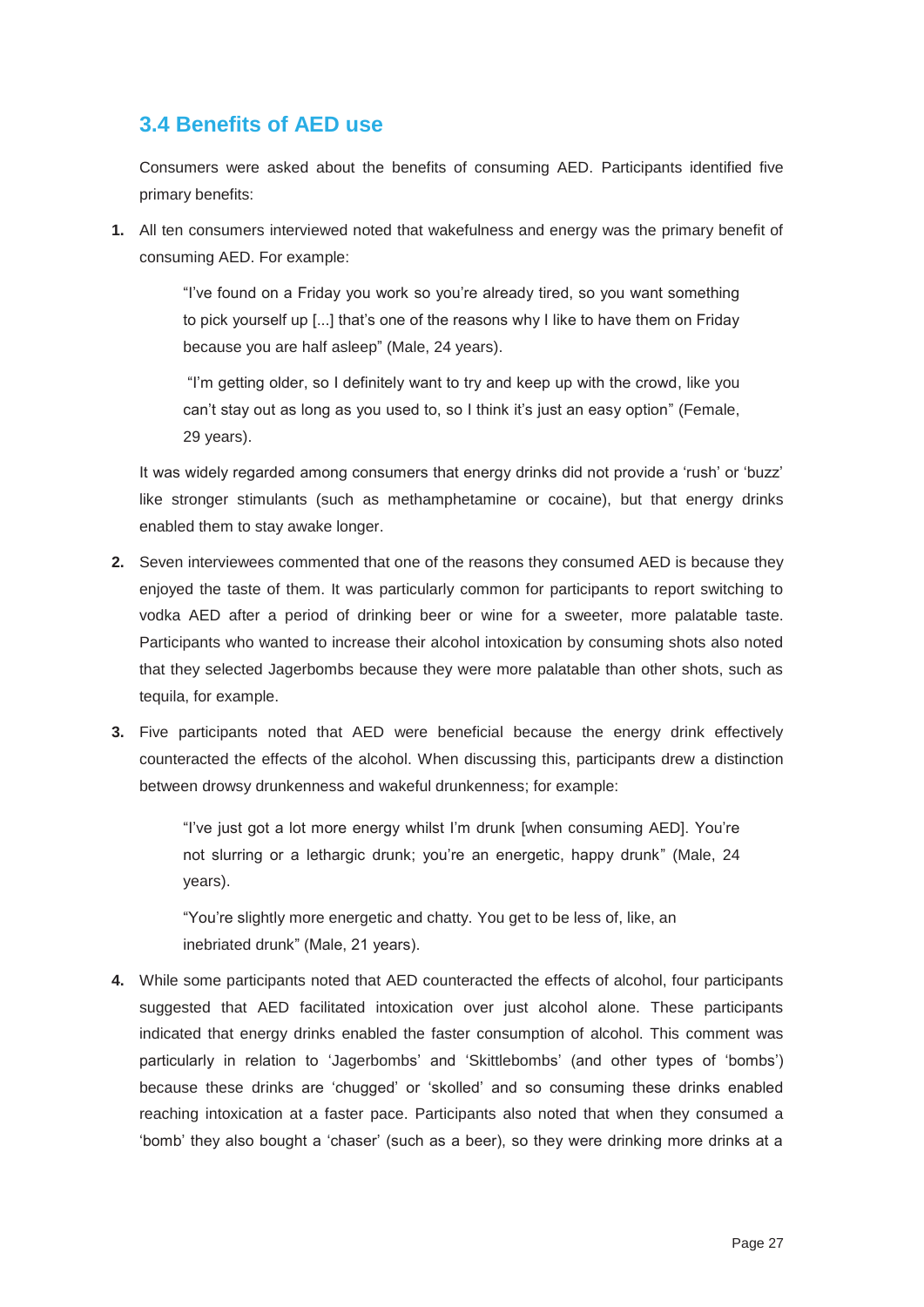## 3.4 Benefits of AED use

Consumers were asked about the benefits of consuming AED. Participants identified five primary benefits:

1. All ten consumers interviewed noted that wakefulness and energy was the primary benefit of consuming AED. For example:

   > "I've found on a Friday you work so you're already tired, so you want something to pick yourself up [...] that's one of the reasons why I like to have them on Friday because you are half asleep" (Male, 24 years).
   >
   > "I'm getting older, so I definitely want to try and keep up with the crowd, like you can't stay out as long as you used to, so I think it's just an easy option" (Female, 29 years).

   It was widely regarded among consumers that energy drinks did not provide a 'rush' or 'buzz' like stronger stimulants (such as methamphetamine or cocaine), but that energy drinks enabled them to stay awake longer.

2. Seven interviewees commented that one of the reasons they consumed AED is because they enjoyed the taste of them. It was particularly common for participants to report switching to vodka AED after a period of drinking beer or wine for a sweeter, more palatable taste. Participants who wanted to increase their alcohol intoxication by consuming shots also noted that they selected Jagerbombs because they were more palatable than other shots, such as tequila, for example.

3. Five participants noted that AED were beneficial because the energy drink effectively counteracted the effects of the alcohol. When discussing this, participants drew a distinction between drowsy drunkenness and wakeful drunkenness; for example:

   > "I've just got a lot more energy whilst I'm drunk [when consuming AED]. You're not slurring or a lethargic drunk; you're an energetic, happy drunk" (Male, 24 years).
   >
   > "You're slightly more energetic and chatty. You get to be less of, like, an inebriated drunk" (Male, 21 years).

4. While some participants noted that AED counteracted the effects of alcohol, four participants suggested that AED facilitated intoxication over just alcohol alone. These participants indicated that energy drinks enabled the faster consumption of alcohol. This comment was particularly in relation to 'Jagerbombs' and 'Skittlebombs' (and other types of 'bombs') because these drinks are 'chugged' or 'skolled' and so consuming these drinks enabled reaching intoxication at a faster pace. Participants also noted that when they consumed a 'bomb' they also bought a 'chaser' (such as a beer), so they were drinking more drinks at a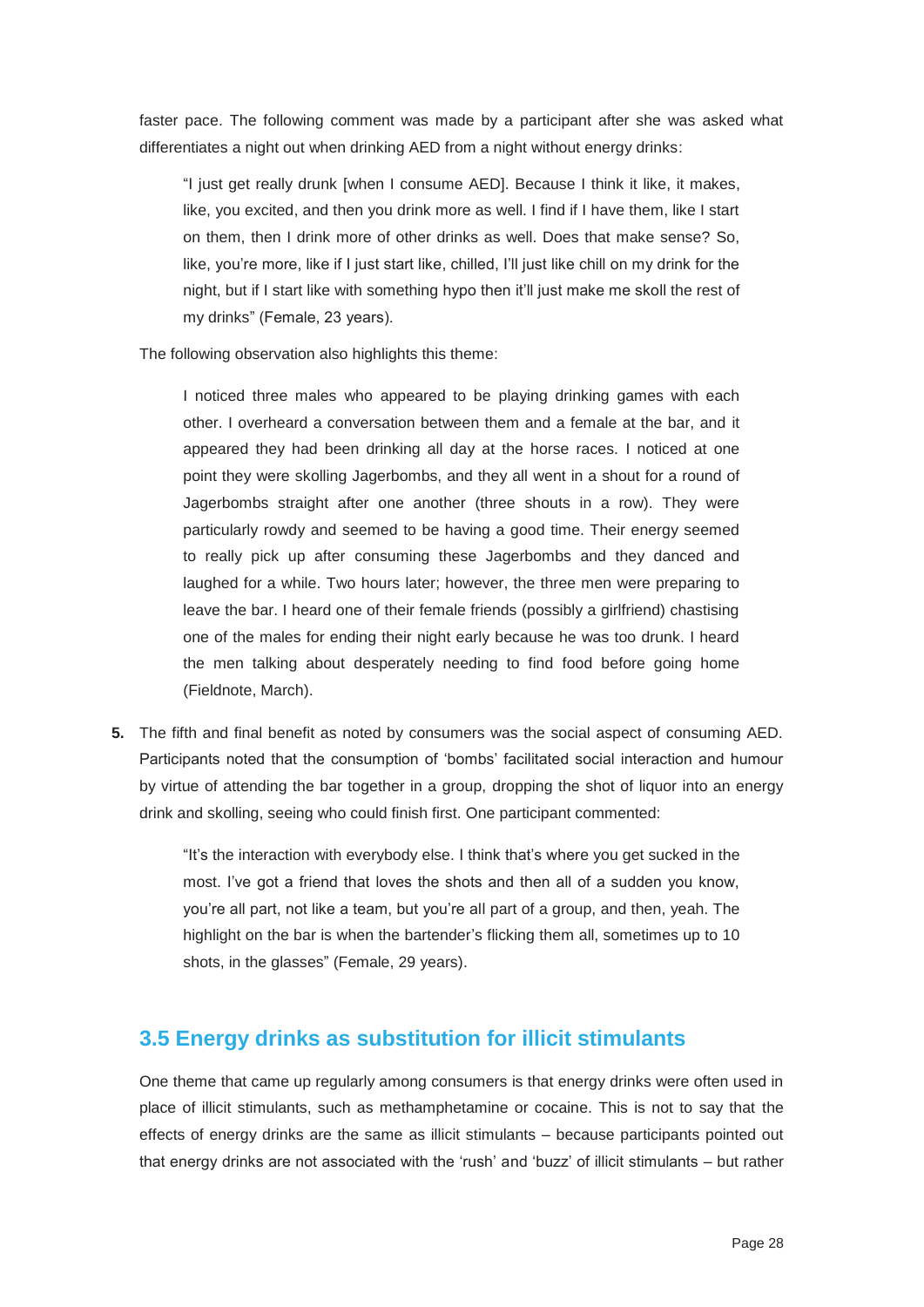faster pace. The following comment was made by a participant after she was asked what differentiates a night out when drinking AED from a night without energy drinks:

> "I just get really drunk [when I consume AED]. Because I think it like, it makes, like, you excited, and then you drink more as well. I find if I have them, like I start on them, then I drink more of other drinks as well. Does that make sense? So, like, you're more, like if I just start like, chilled, I'll just like chill on my drink for the night, but if I start like with something hypo then it'll just make me skoll the rest of my drinks" (Female, 23 years).

The following observation also highlights this theme:

> I noticed three males who appeared to be playing drinking games with each other. I overheard a conversation between them and a female at the bar, and it appeared they had been drinking all day at the horse races. I noticed at one point they were skolling Jagerbombs, and they all went in a shout for a round of Jagerbombs straight after one another (three shouts in a row). They were particularly rowdy and seemed to be having a good time. Their energy seemed to really pick up after consuming these Jagerbombs and they danced and laughed for a while. Two hours later; however, the three men were preparing to leave the bar. I heard one of their female friends (possibly a girlfriend) chastising one of the males for ending their night early because he was too drunk. I heard the men talking about desperately needing to find food before going home (Fieldnote, March).

5. The fifth and final benefit as noted by consumers was the social aspect of consuming AED. Participants noted that the consumption of 'bombs' facilitated social interaction and humour by virtue of attending the bar together in a group, dropping the shot of liquor into an energy drink and skolling, seeing who could finish first. One participant commented:

   > "It's the interaction with everybody else. I think that's where you get sucked in the most. I've got a friend that loves the shots and then all of a sudden you know, you're all part, not like a team, but you're all part of a group, and then, yeah. The highlight on the bar is when the bartender's flicking them all, sometimes up to 10 shots, in the glasses" (Female, 29 years).

## 3.5 Energy drinks as substitution for illicit stimulants

One theme that came up regularly among consumers is that energy drinks were often used in place of illicit stimulants, such as methamphetamine or cocaine. This is not to say that the effects of energy drinks are the same as illicit stimulants – because participants pointed out that energy drinks are not associated with the 'rush' and 'buzz' of illicit stimulants – but rather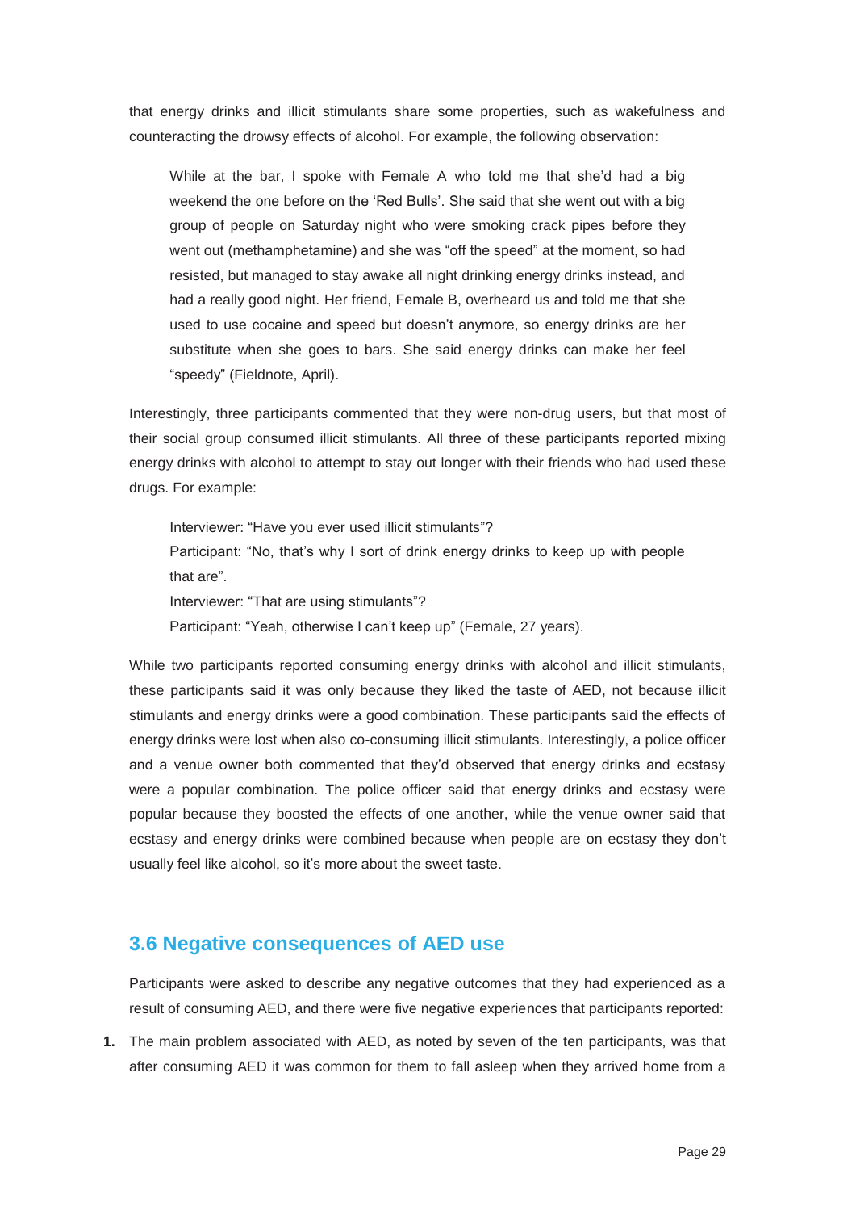that energy drinks and illicit stimulants share some properties, such as wakefulness and counteracting the drowsy effects of alcohol. For example, the following observation:

> While at the bar, I spoke with Female A who told me that she'd had a big weekend the one before on the 'Red Bulls'. She said that she went out with a big group of people on Saturday night who were smoking crack pipes before they went out (methamphetamine) and she was "off the speed" at the moment, so had resisted, but managed to stay awake all night drinking energy drinks instead, and had a really good night. Her friend, Female B, overheard us and told me that she used to use cocaine and speed but doesn't anymore, so energy drinks are her substitute when she goes to bars. She said energy drinks can make her feel "speedy" (Fieldnote, April).

Interestingly, three participants commented that they were non-drug users, but that most of their social group consumed illicit stimulants. All three of these participants reported mixing energy drinks with alcohol to attempt to stay out longer with their friends who had used these drugs. For example:

> Interviewer: "Have you ever used illicit stimulants"?
> Participant: "No, that's why I sort of drink energy drinks to keep up with people that are".
> Interviewer: "That are using stimulants"?
> Participant: "Yeah, otherwise I can't keep up" (Female, 27 years).

While two participants reported consuming energy drinks with alcohol and illicit stimulants, these participants said it was only because they liked the taste of AED, not because illicit stimulants and energy drinks were a good combination. These participants said the effects of energy drinks were lost when also co-consuming illicit stimulants. Interestingly, a police officer and a venue owner both commented that they'd observed that energy drinks and ecstasy were a popular combination. The police officer said that energy drinks and ecstasy were popular because they boosted the effects of one another, while the venue owner said that ecstasy and energy drinks were combined because when people are on ecstasy they don't usually feel like alcohol, so it's more about the sweet taste.

## 3.6 Negative consequences of AED use

Participants were asked to describe any negative outcomes that they had experienced as a result of consuming AED, and there were five negative experiences that participants reported:

1. The main problem associated with AED, as noted by seven of the ten participants, was that after consuming AED it was common for them to fall asleep when they arrived home from a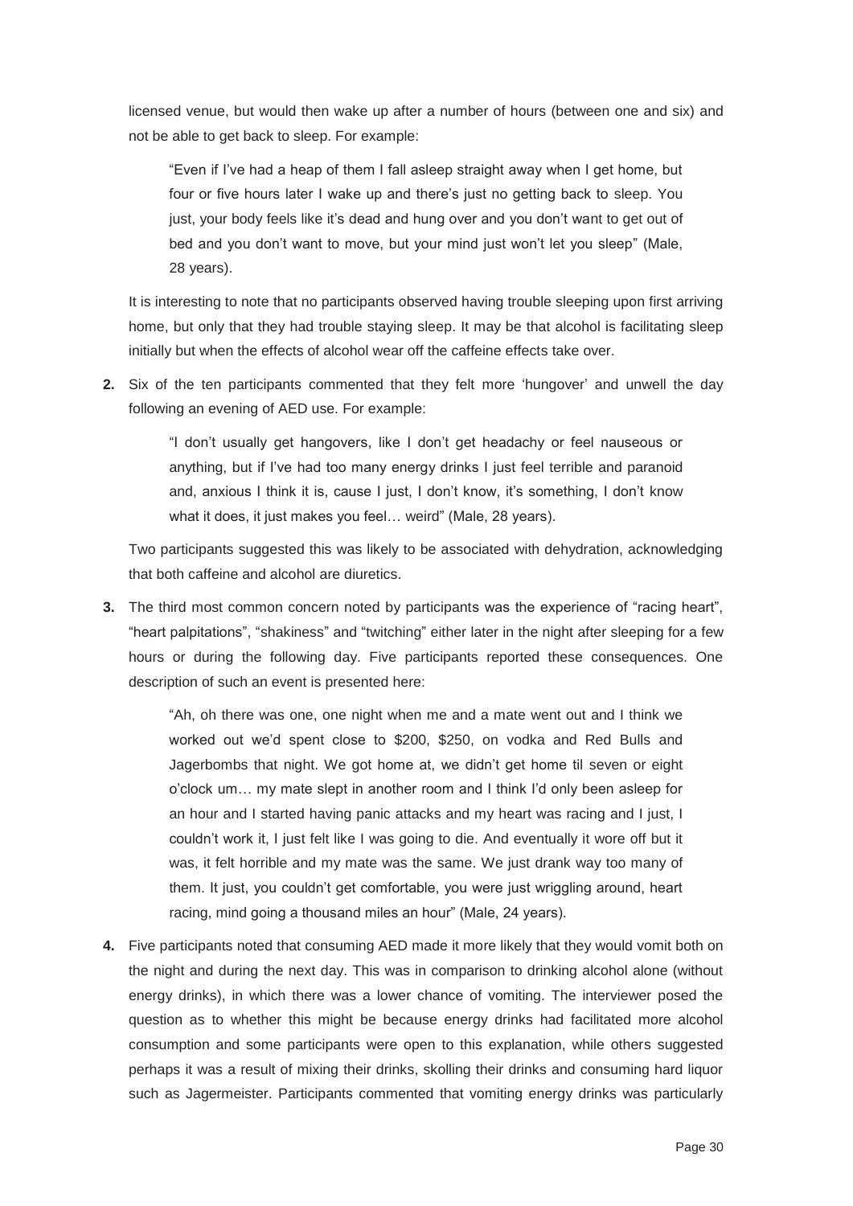licensed venue, but would then wake up after a number of hours (between one and six) and not be able to get back to sleep. For example:

> "Even if I've had a heap of them I fall asleep straight away when I get home, but four or five hours later I wake up and there's just no getting back to sleep. You just, your body feels like it's dead and hung over and you don't want to get out of bed and you don't want to move, but your mind just won't let you sleep" (Male, 28 years).

It is interesting to note that no participants observed having trouble sleeping upon first arriving home, but only that they had trouble staying sleep. It may be that alcohol is facilitating sleep initially but when the effects of alcohol wear off the caffeine effects take over.

**2.** Six of the ten participants commented that they felt more 'hungover' and unwell the day following an evening of AED use. For example:

> "I don't usually get hangovers, like I don't get headachy or feel nauseous or anything, but if I've had too many energy drinks I just feel terrible and paranoid and, anxious I think it is, cause I just, I don't know, it's something, I don't know what it does, it just makes you feel… weird" (Male, 28 years).

Two participants suggested this was likely to be associated with dehydration, acknowledging that both caffeine and alcohol are diuretics.

**3.** The third most common concern noted by participants was the experience of "racing heart", "heart palpitations", "shakiness" and "twitching" either later in the night after sleeping for a few hours or during the following day. Five participants reported these consequences. One description of such an event is presented here:

> "Ah, oh there was one, one night when me and a mate went out and I think we worked out we'd spent close to $200, $250, on vodka and Red Bulls and Jagerbombs that night. We got home at, we didn't get home til seven or eight o'clock um… my mate slept in another room and I think I'd only been asleep for an hour and I started having panic attacks and my heart was racing and I just, I couldn't work it, I just felt like I was going to die. And eventually it wore off but it was, it felt horrible and my mate was the same. We just drank way too many of them. It just, you couldn't get comfortable, you were just wriggling around, heart racing, mind going a thousand miles an hour" (Male, 24 years).

**4.** Five participants noted that consuming AED made it more likely that they would vomit both on the night and during the next day. This was in comparison to drinking alcohol alone (without energy drinks), in which there was a lower chance of vomiting. The interviewer posed the question as to whether this might be because energy drinks had facilitated more alcohol consumption and some participants were open to this explanation, while others suggested perhaps it was a result of mixing their drinks, skolling their drinks and consuming hard liquor such as Jagermeister. Participants commented that vomiting energy drinks was particularly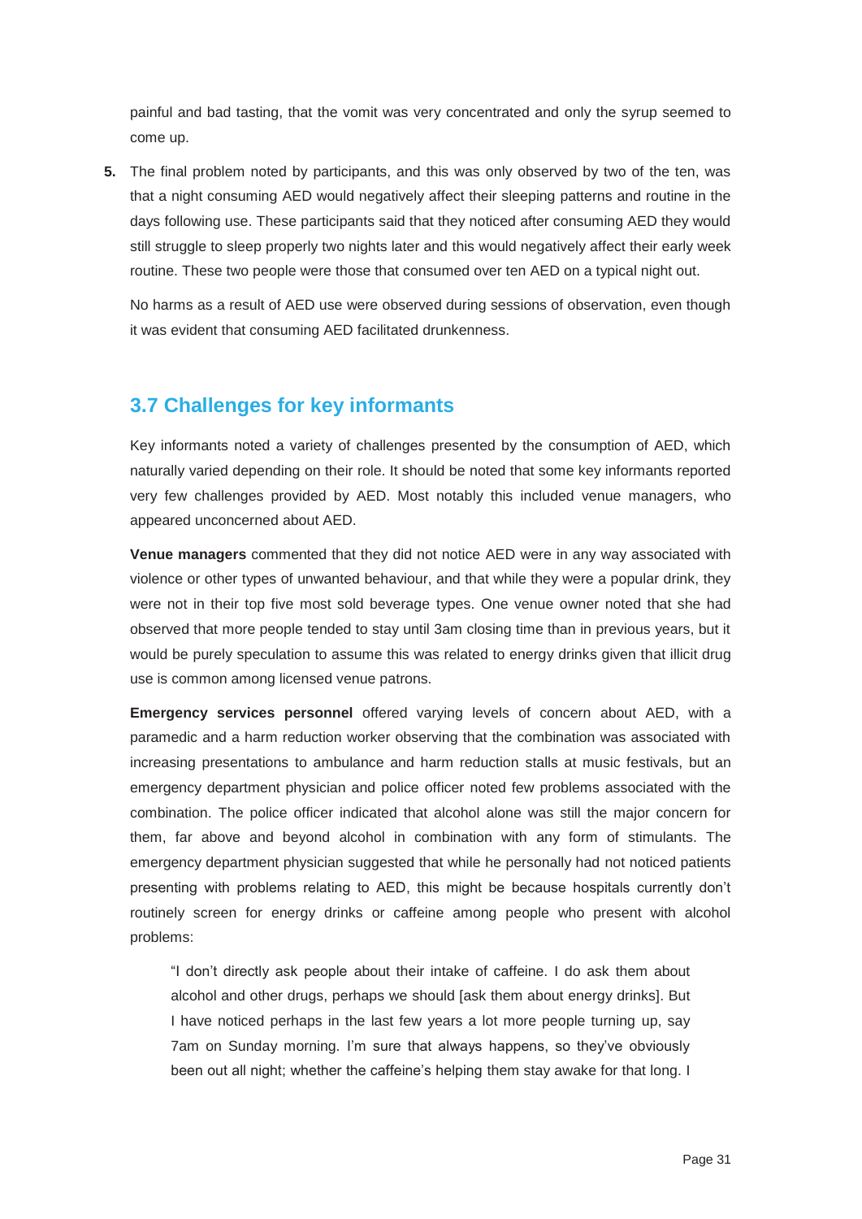painful and bad tasting, that the vomit was very concentrated and only the syrup seemed to come up.

5. The final problem noted by participants, and this was only observed by two of the ten, was that a night consuming AED would negatively affect their sleeping patterns and routine in the days following use. These participants said that they noticed after consuming AED they would still struggle to sleep properly two nights later and this would negatively affect their early week routine. These two people were those that consumed over ten AED on a typical night out.

   No harms as a result of AED use were observed during sessions of observation, even though it was evident that consuming AED facilitated drunkenness.

## 3.7 Challenges for key informants

Key informants noted a variety of challenges presented by the consumption of AED, which naturally varied depending on their role. It should be noted that some key informants reported very few challenges provided by AED. Most notably this included venue managers, who appeared unconcerned about AED.

**Venue managers** commented that they did not notice AED were in any way associated with violence or other types of unwanted behaviour, and that while they were a popular drink, they were not in their top five most sold beverage types. One venue owner noted that she had observed that more people tended to stay until 3am closing time than in previous years, but it would be purely speculation to assume this was related to energy drinks given that illicit drug use is common among licensed venue patrons.

**Emergency services personnel** offered varying levels of concern about AED, with a paramedic and a harm reduction worker observing that the combination was associated with increasing presentations to ambulance and harm reduction stalls at music festivals, but an emergency department physician and police officer noted few problems associated with the combination. The police officer indicated that alcohol alone was still the major concern for them, far above and beyond alcohol in combination with any form of stimulants. The emergency department physician suggested that while he personally had not noticed patients presenting with problems relating to AED, this might be because hospitals currently don't routinely screen for energy drinks or caffeine among people who present with alcohol problems:

> "I don't directly ask people about their intake of caffeine. I do ask them about alcohol and other drugs, perhaps we should [ask them about energy drinks]. But I have noticed perhaps in the last few years a lot more people turning up, say 7am on Sunday morning. I'm sure that always happens, so they've obviously been out all night; whether the caffeine's helping them stay awake for that long. I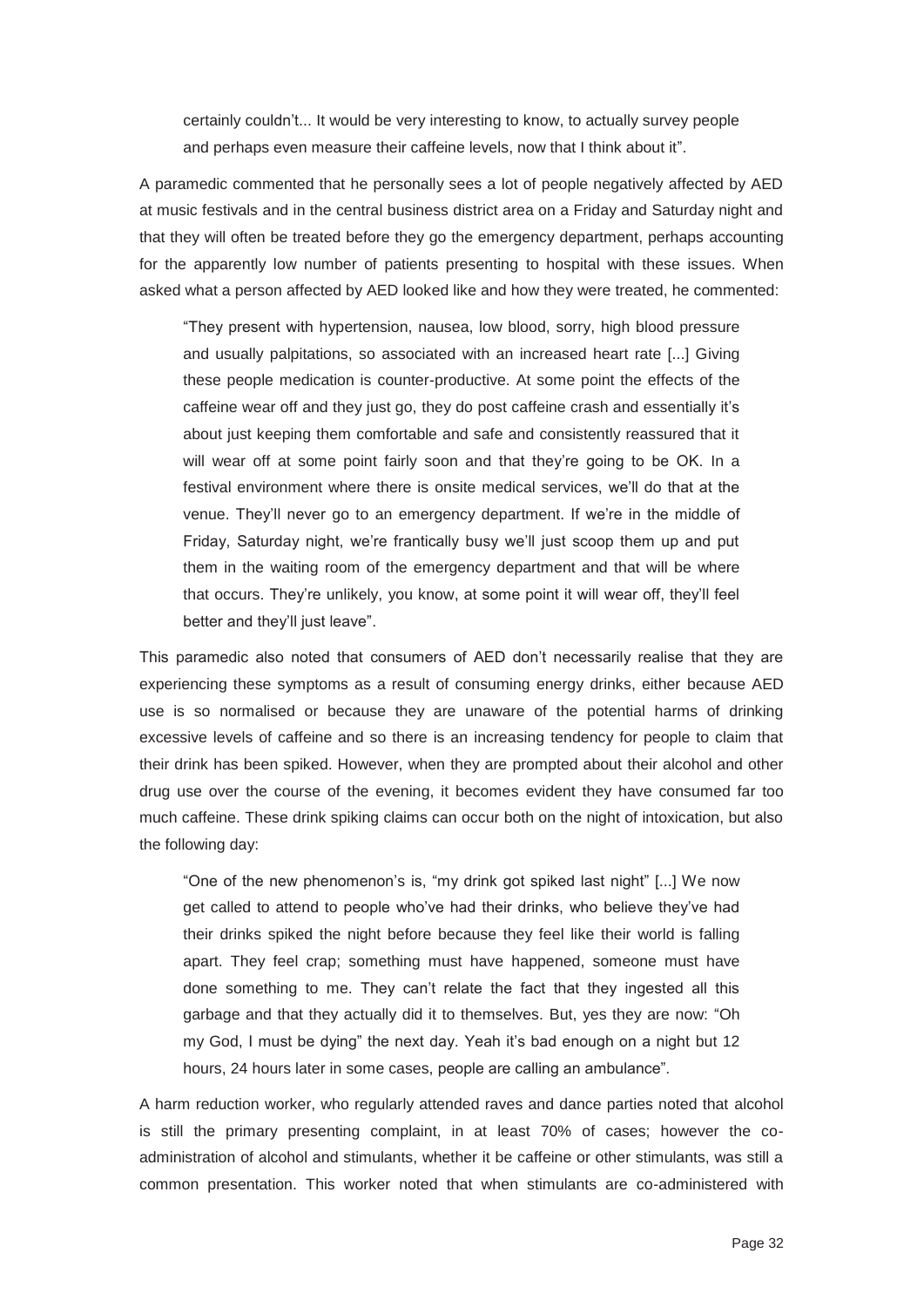> certainly couldn't... It would be very interesting to know, to actually survey people and perhaps even measure their caffeine levels, now that I think about it".

A paramedic commented that he personally sees a lot of people negatively affected by AED at music festivals and in the central business district area on a Friday and Saturday night and that they will often be treated before they go the emergency department, perhaps accounting for the apparently low number of patients presenting to hospital with these issues. When asked what a person affected by AED looked like and how they were treated, he commented:

> "They present with hypertension, nausea, low blood, sorry, high blood pressure and usually palpitations, so associated with an increased heart rate [...] Giving these people medication is counter-productive. At some point the effects of the caffeine wear off and they just go, they do post caffeine crash and essentially it's about just keeping them comfortable and safe and consistently reassured that it will wear off at some point fairly soon and that they're going to be OK. In a festival environment where there is onsite medical services, we'll do that at the venue. They'll never go to an emergency department. If we're in the middle of Friday, Saturday night, we're frantically busy we'll just scoop them up and put them in the waiting room of the emergency department and that will be where that occurs. They're unlikely, you know, at some point it will wear off, they'll feel better and they'll just leave".

This paramedic also noted that consumers of AED don't necessarily realise that they are experiencing these symptoms as a result of consuming energy drinks, either because AED use is so normalised or because they are unaware of the potential harms of drinking excessive levels of caffeine and so there is an increasing tendency for people to claim that their drink has been spiked. However, when they are prompted about their alcohol and other drug use over the course of the evening, it becomes evident they have consumed far too much caffeine. These drink spiking claims can occur both on the night of intoxication, but also the following day:

> "One of the new phenomenon's is, "my drink got spiked last night" [...] We now get called to attend to people who've had their drinks, who believe they've had their drinks spiked the night before because they feel like their world is falling apart. They feel crap; something must have happened, someone must have done something to me. They can't relate the fact that they ingested all this garbage and that they actually did it to themselves. But, yes they are now: "Oh my God, I must be dying" the next day. Yeah it's bad enough on a night but 12 hours, 24 hours later in some cases, people are calling an ambulance".

A harm reduction worker, who regularly attended raves and dance parties noted that alcohol is still the primary presenting complaint, in at least 70% of cases; however the co-administration of alcohol and stimulants, whether it be caffeine or other stimulants, was still a common presentation. This worker noted that when stimulants are co-administered with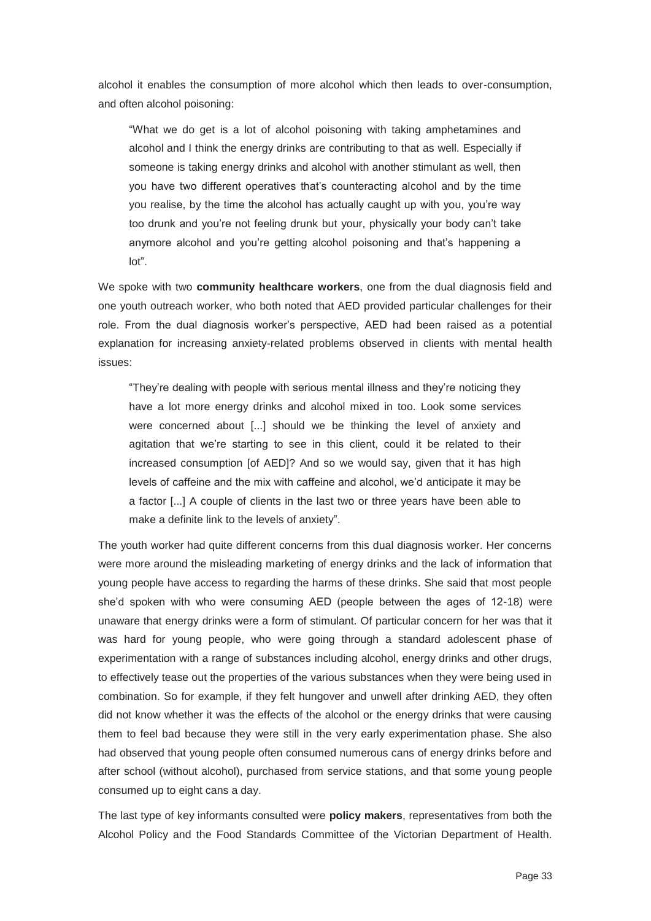alcohol it enables the consumption of more alcohol which then leads to over-consumption, and often alcohol poisoning:

> "What we do get is a lot of alcohol poisoning with taking amphetamines and alcohol and I think the energy drinks are contributing to that as well. Especially if someone is taking energy drinks and alcohol with another stimulant as well, then you have two different operatives that's counteracting alcohol and by the time you realise, by the time the alcohol has actually caught up with you, you're way too drunk and you're not feeling drunk but your, physically your body can't take anymore alcohol and you're getting alcohol poisoning and that's happening a lot".

We spoke with two **community healthcare workers**, one from the dual diagnosis field and one youth outreach worker, who both noted that AED provided particular challenges for their role. From the dual diagnosis worker's perspective, AED had been raised as a potential explanation for increasing anxiety-related problems observed in clients with mental health issues:

> "They're dealing with people with serious mental illness and they're noticing they have a lot more energy drinks and alcohol mixed in too. Look some services were concerned about [...] should we be thinking the level of anxiety and agitation that we're starting to see in this client, could it be related to their increased consumption [of AED]? And so we would say, given that it has high levels of caffeine and the mix with caffeine and alcohol, we'd anticipate it may be a factor [...] A couple of clients in the last two or three years have been able to make a definite link to the levels of anxiety".

The youth worker had quite different concerns from this dual diagnosis worker. Her concerns were more around the misleading marketing of energy drinks and the lack of information that young people have access to regarding the harms of these drinks. She said that most people she'd spoken with who were consuming AED (people between the ages of 12-18) were unaware that energy drinks were a form of stimulant. Of particular concern for her was that it was hard for young people, who were going through a standard adolescent phase of experimentation with a range of substances including alcohol, energy drinks and other drugs, to effectively tease out the properties of the various substances when they were being used in combination. So for example, if they felt hungover and unwell after drinking AED, they often did not know whether it was the effects of the alcohol or the energy drinks that were causing them to feel bad because they were still in the very early experimentation phase. She also had observed that young people often consumed numerous cans of energy drinks before and after school (without alcohol), purchased from service stations, and that some young people consumed up to eight cans a day.

The last type of key informants consulted were **policy makers**, representatives from both the Alcohol Policy and the Food Standards Committee of the Victorian Department of Health.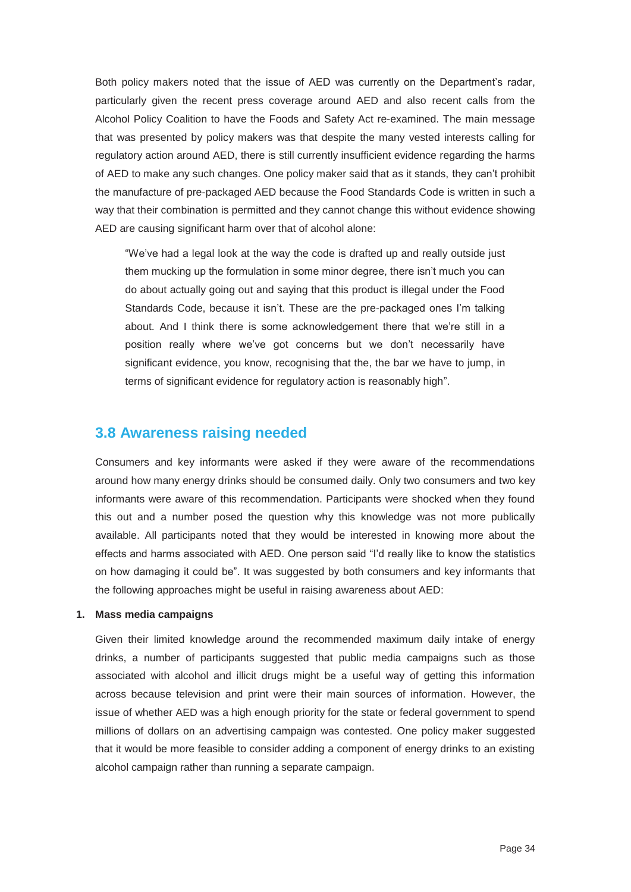Both policy makers noted that the issue of AED was currently on the Department's radar, particularly given the recent press coverage around AED and also recent calls from the Alcohol Policy Coalition to have the Foods and Safety Act re-examined. The main message that was presented by policy makers was that despite the many vested interests calling for regulatory action around AED, there is still currently insufficient evidence regarding the harms of AED to make any such changes. One policy maker said that as it stands, they can't prohibit the manufacture of pre-packaged AED because the Food Standards Code is written in such a way that their combination is permitted and they cannot change this without evidence showing AED are causing significant harm over that of alcohol alone:

> "We've had a legal look at the way the code is drafted up and really outside just them mucking up the formulation in some minor degree, there isn't much you can do about actually going out and saying that this product is illegal under the Food Standards Code, because it isn't. These are the pre-packaged ones I'm talking about. And I think there is some acknowledgement there that we're still in a position really where we've got concerns but we don't necessarily have significant evidence, you know, recognising that the, the bar we have to jump, in terms of significant evidence for regulatory action is reasonably high".

## 3.8 Awareness raising needed

Consumers and key informants were asked if they were aware of the recommendations around how many energy drinks should be consumed daily. Only two consumers and two key informants were aware of this recommendation. Participants were shocked when they found this out and a number posed the question why this knowledge was not more publically available. All participants noted that they would be interested in knowing more about the effects and harms associated with AED. One person said "I'd really like to know the statistics on how damaging it could be". It was suggested by both consumers and key informants that the following approaches might be useful in raising awareness about AED:

1. **Mass media campaigns**

Given their limited knowledge around the recommended maximum daily intake of energy drinks, a number of participants suggested that public media campaigns such as those associated with alcohol and illicit drugs might be a useful way of getting this information across because television and print were their main sources of information. However, the issue of whether AED was a high enough priority for the state or federal government to spend millions of dollars on an advertising campaign was contested. One policy maker suggested that it would be more feasible to consider adding a component of energy drinks to an existing alcohol campaign rather than running a separate campaign.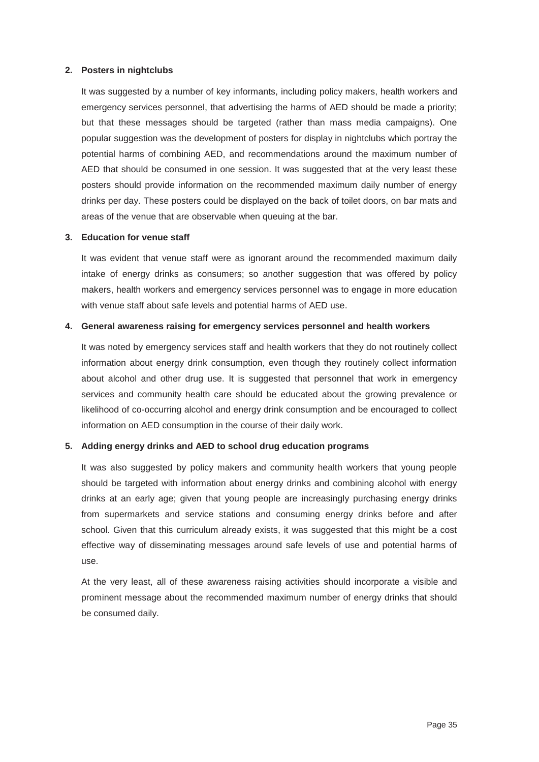**2. Posters in nightclubs**

It was suggested by a number of key informants, including policy makers, health workers and emergency services personnel, that advertising the harms of AED should be made a priority; but that these messages should be targeted (rather than mass media campaigns). One popular suggestion was the development of posters for display in nightclubs which portray the potential harms of combining AED, and recommendations around the maximum number of AED that should be consumed in one session. It was suggested that at the very least these posters should provide information on the recommended maximum daily number of energy drinks per day. These posters could be displayed on the back of toilet doors, on bar mats and areas of the venue that are observable when queuing at the bar.

**3. Education for venue staff**

It was evident that venue staff were as ignorant around the recommended maximum daily intake of energy drinks as consumers; so another suggestion that was offered by policy makers, health workers and emergency services personnel was to engage in more education with venue staff about safe levels and potential harms of AED use.

**4. General awareness raising for emergency services personnel and health workers**

It was noted by emergency services staff and health workers that they do not routinely collect information about energy drink consumption, even though they routinely collect information about alcohol and other drug use. It is suggested that personnel that work in emergency services and community health care should be educated about the growing prevalence or likelihood of co-occurring alcohol and energy drink consumption and be encouraged to collect information on AED consumption in the course of their daily work.

**5. Adding energy drinks and AED to school drug education programs**

It was also suggested by policy makers and community health workers that young people should be targeted with information about energy drinks and combining alcohol with energy drinks at an early age; given that young people are increasingly purchasing energy drinks from supermarkets and service stations and consuming energy drinks before and after school. Given that this curriculum already exists, it was suggested that this might be a cost effective way of disseminating messages around safe levels of use and potential harms of use.

At the very least, all of these awareness raising activities should incorporate a visible and prominent message about the recommended maximum number of energy drinks that should be consumed daily.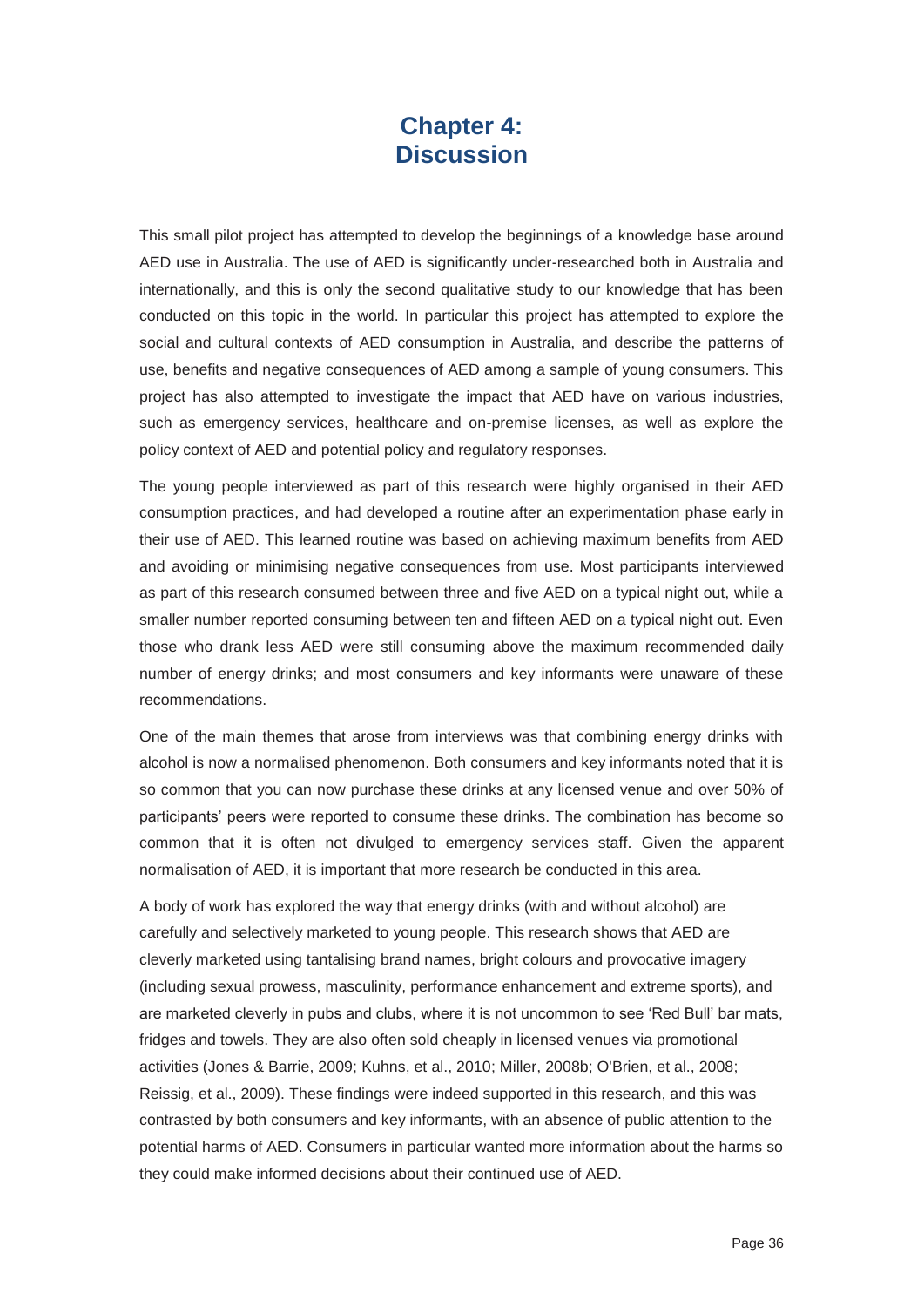# Chapter 4: Discussion

This small pilot project has attempted to develop the beginnings of a knowledge base around AED use in Australia. The use of AED is significantly under-researched both in Australia and internationally, and this is only the second qualitative study to our knowledge that has been conducted on this topic in the world. In particular this project has attempted to explore the social and cultural contexts of AED consumption in Australia, and describe the patterns of use, benefits and negative consequences of AED among a sample of young consumers. This project has also attempted to investigate the impact that AED have on various industries, such as emergency services, healthcare and on-premise licenses, as well as explore the policy context of AED and potential policy and regulatory responses.

The young people interviewed as part of this research were highly organised in their AED consumption practices, and had developed a routine after an experimentation phase early in their use of AED. This learned routine was based on achieving maximum benefits from AED and avoiding or minimising negative consequences from use. Most participants interviewed as part of this research consumed between three and five AED on a typical night out, while a smaller number reported consuming between ten and fifteen AED on a typical night out. Even those who drank less AED were still consuming above the maximum recommended daily number of energy drinks; and most consumers and key informants were unaware of these recommendations.

One of the main themes that arose from interviews was that combining energy drinks with alcohol is now a normalised phenomenon. Both consumers and key informants noted that it is so common that you can now purchase these drinks at any licensed venue and over 50% of participants' peers were reported to consume these drinks. The combination has become so common that it is often not divulged to emergency services staff. Given the apparent normalisation of AED, it is important that more research be conducted in this area.

A body of work has explored the way that energy drinks (with and without alcohol) are carefully and selectively marketed to young people. This research shows that AED are cleverly marketed using tantalising brand names, bright colours and provocative imagery (including sexual prowess, masculinity, performance enhancement and extreme sports), and are marketed cleverly in pubs and clubs, where it is not uncommon to see 'Red Bull' bar mats, fridges and towels. They are also often sold cheaply in licensed venues via promotional activities (Jones & Barrie, 2009; Kuhns, et al., 2010; Miller, 2008b; O'Brien, et al., 2008; Reissig, et al., 2009). These findings were indeed supported in this research, and this was contrasted by both consumers and key informants, with an absence of public attention to the potential harms of AED. Consumers in particular wanted more information about the harms so they could make informed decisions about their continued use of AED.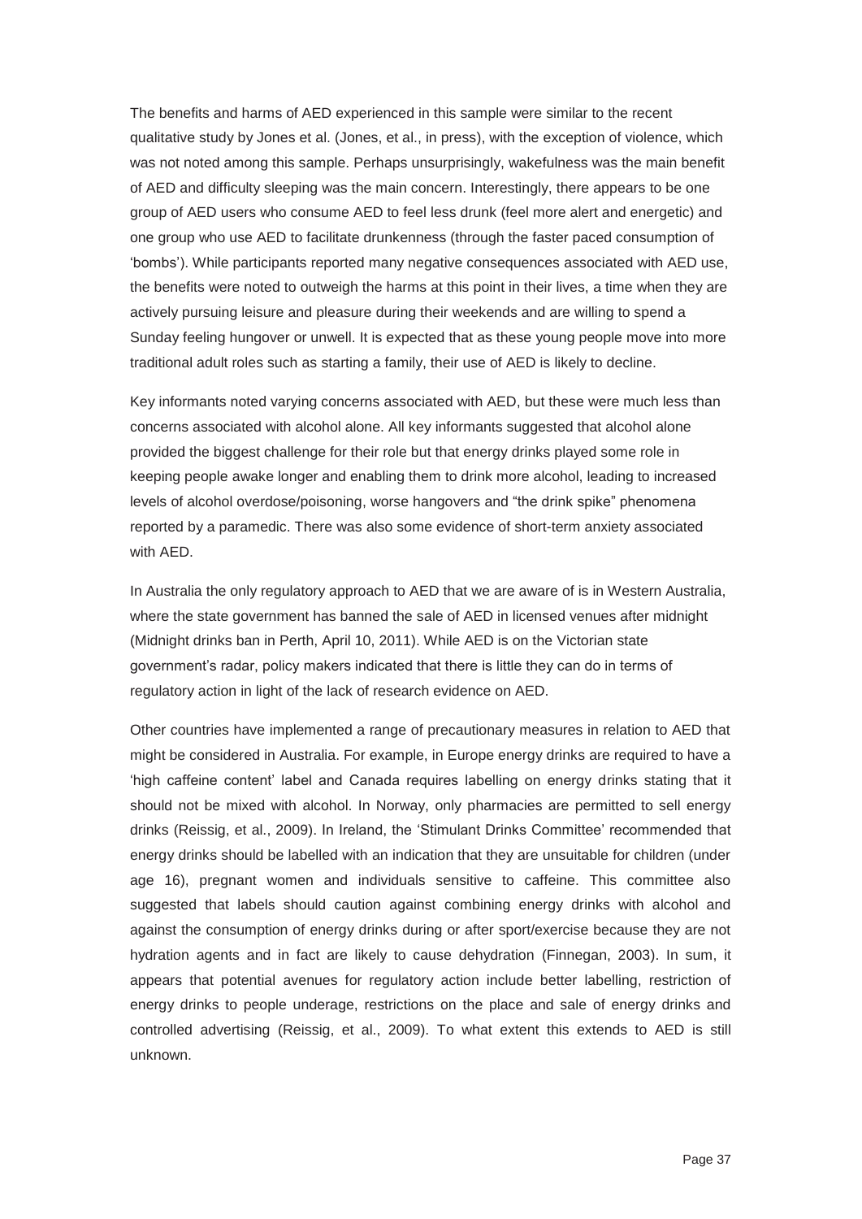The benefits and harms of AED experienced in this sample were similar to the recent qualitative study by Jones et al. (Jones, et al., in press), with the exception of violence, which was not noted among this sample. Perhaps unsurprisingly, wakefulness was the main benefit of AED and difficulty sleeping was the main concern. Interestingly, there appears to be one group of AED users who consume AED to feel less drunk (feel more alert and energetic) and one group who use AED to facilitate drunkenness (through the faster paced consumption of 'bombs'). While participants reported many negative consequences associated with AED use, the benefits were noted to outweigh the harms at this point in their lives, a time when they are actively pursuing leisure and pleasure during their weekends and are willing to spend a Sunday feeling hungover or unwell. It is expected that as these young people move into more traditional adult roles such as starting a family, their use of AED is likely to decline.

Key informants noted varying concerns associated with AED, but these were much less than concerns associated with alcohol alone. All key informants suggested that alcohol alone provided the biggest challenge for their role but that energy drinks played some role in keeping people awake longer and enabling them to drink more alcohol, leading to increased levels of alcohol overdose/poisoning, worse hangovers and "the drink spike" phenomena reported by a paramedic. There was also some evidence of short-term anxiety associated with AED.

In Australia the only regulatory approach to AED that we are aware of is in Western Australia, where the state government has banned the sale of AED in licensed venues after midnight (Midnight drinks ban in Perth, April 10, 2011). While AED is on the Victorian state government's radar, policy makers indicated that there is little they can do in terms of regulatory action in light of the lack of research evidence on AED.

Other countries have implemented a range of precautionary measures in relation to AED that might be considered in Australia. For example, in Europe energy drinks are required to have a 'high caffeine content' label and Canada requires labelling on energy drinks stating that it should not be mixed with alcohol. In Norway, only pharmacies are permitted to sell energy drinks (Reissig, et al., 2009). In Ireland, the 'Stimulant Drinks Committee' recommended that energy drinks should be labelled with an indication that they are unsuitable for children (under age 16), pregnant women and individuals sensitive to caffeine. This committee also suggested that labels should caution against combining energy drinks with alcohol and against the consumption of energy drinks during or after sport/exercise because they are not hydration agents and in fact are likely to cause dehydration (Finnegan, 2003). In sum, it appears that potential avenues for regulatory action include better labelling, restriction of energy drinks to people underage, restrictions on the place and sale of energy drinks and controlled advertising (Reissig, et al., 2009). To what extent this extends to AED is still unknown.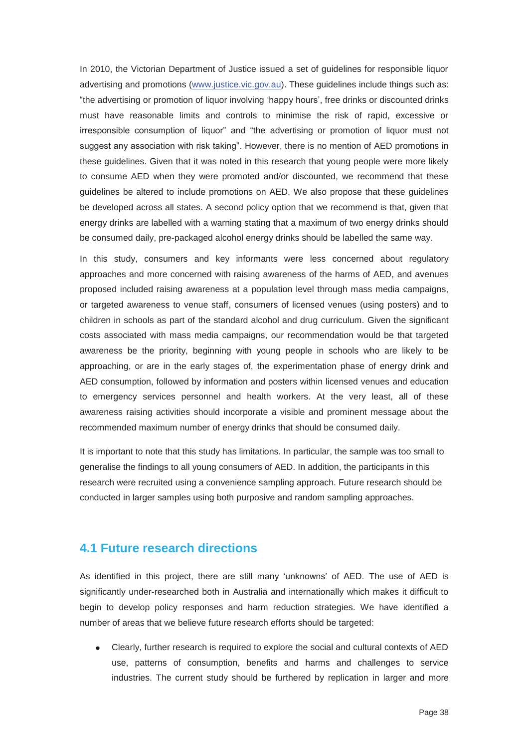In 2010, the Victorian Department of Justice issued a set of guidelines for responsible liquor advertising and promotions (www.justice.vic.gov.au). These guidelines include things such as: "the advertising or promotion of liquor involving 'happy hours', free drinks or discounted drinks must have reasonable limits and controls to minimise the risk of rapid, excessive or irresponsible consumption of liquor" and "the advertising or promotion of liquor must not suggest any association with risk taking". However, there is no mention of AED promotions in these guidelines. Given that it was noted in this research that young people were more likely to consume AED when they were promoted and/or discounted, we recommend that these guidelines be altered to include promotions on AED. We also propose that these guidelines be developed across all states. A second policy option that we recommend is that, given that energy drinks are labelled with a warning stating that a maximum of two energy drinks should be consumed daily, pre-packaged alcohol energy drinks should be labelled the same way.

In this study, consumers and key informants were less concerned about regulatory approaches and more concerned with raising awareness of the harms of AED, and avenues proposed included raising awareness at a population level through mass media campaigns, or targeted awareness to venue staff, consumers of licensed venues (using posters) and to children in schools as part of the standard alcohol and drug curriculum. Given the significant costs associated with mass media campaigns, our recommendation would be that targeted awareness be the priority, beginning with young people in schools who are likely to be approaching, or are in the early stages of, the experimentation phase of energy drink and AED consumption, followed by information and posters within licensed venues and education to emergency services personnel and health workers. At the very least, all of these awareness raising activities should incorporate a visible and prominent message about the recommended maximum number of energy drinks that should be consumed daily.

It is important to note that this study has limitations. In particular, the sample was too small to generalise the findings to all young consumers of AED. In addition, the participants in this research were recruited using a convenience sampling approach. Future research should be conducted in larger samples using both purposive and random sampling approaches.

## 4.1 Future research directions

As identified in this project, there are still many 'unknowns' of AED. The use of AED is significantly under-researched both in Australia and internationally which makes it difficult to begin to develop policy responses and harm reduction strategies. We have identified a number of areas that we believe future research efforts should be targeted:

- Clearly, further research is required to explore the social and cultural contexts of AED use, patterns of consumption, benefits and harms and challenges to service industries. The current study should be furthered by replication in larger and more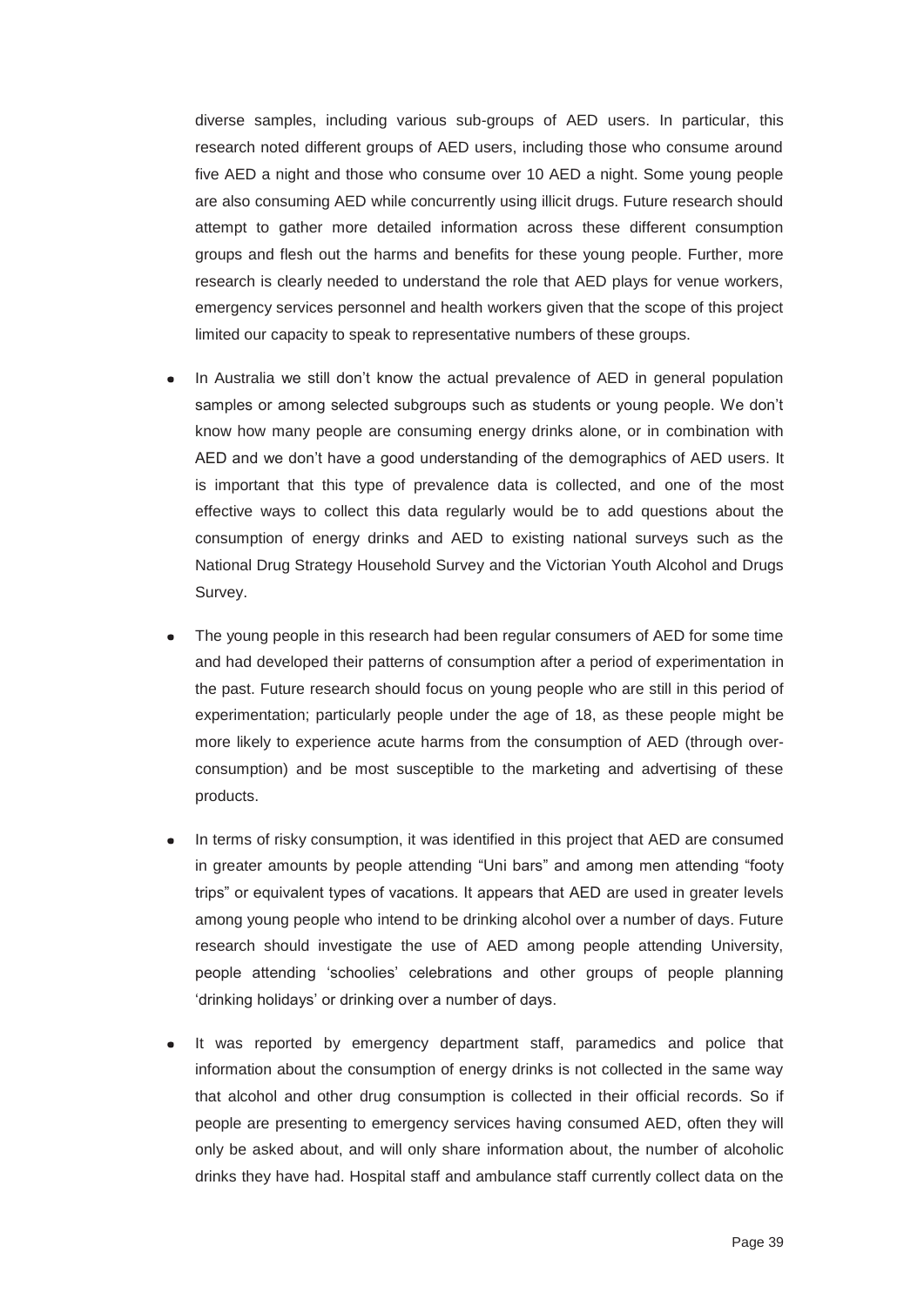diverse samples, including various sub-groups of AED users. In particular, this research noted different groups of AED users, including those who consume around five AED a night and those who consume over 10 AED a night. Some young people are also consuming AED while concurrently using illicit drugs. Future research should attempt to gather more detailed information across these different consumption groups and flesh out the harms and benefits for these young people. Further, more research is clearly needed to understand the role that AED plays for venue workers, emergency services personnel and health workers given that the scope of this project limited our capacity to speak to representative numbers of these groups.

- In Australia we still don't know the actual prevalence of AED in general population samples or among selected subgroups such as students or young people. We don't know how many people are consuming energy drinks alone, or in combination with AED and we don't have a good understanding of the demographics of AED users. It is important that this type of prevalence data is collected, and one of the most effective ways to collect this data regularly would be to add questions about the consumption of energy drinks and AED to existing national surveys such as the National Drug Strategy Household Survey and the Victorian Youth Alcohol and Drugs Survey.

- The young people in this research had been regular consumers of AED for some time and had developed their patterns of consumption after a period of experimentation in the past. Future research should focus on young people who are still in this period of experimentation; particularly people under the age of 18, as these people might be more likely to experience acute harms from the consumption of AED (through over-consumption) and be most susceptible to the marketing and advertising of these products.

- In terms of risky consumption, it was identified in this project that AED are consumed in greater amounts by people attending "Uni bars" and among men attending "footy trips" or equivalent types of vacations. It appears that AED are used in greater levels among young people who intend to be drinking alcohol over a number of days. Future research should investigate the use of AED among people attending University, people attending 'schoolies' celebrations and other groups of people planning 'drinking holidays' or drinking over a number of days.

- It was reported by emergency department staff, paramedics and police that information about the consumption of energy drinks is not collected in the same way that alcohol and other drug consumption is collected in their official records. So if people are presenting to emergency services having consumed AED, often they will only be asked about, and will only share information about, the number of alcoholic drinks they have had. Hospital staff and ambulance staff currently collect data on the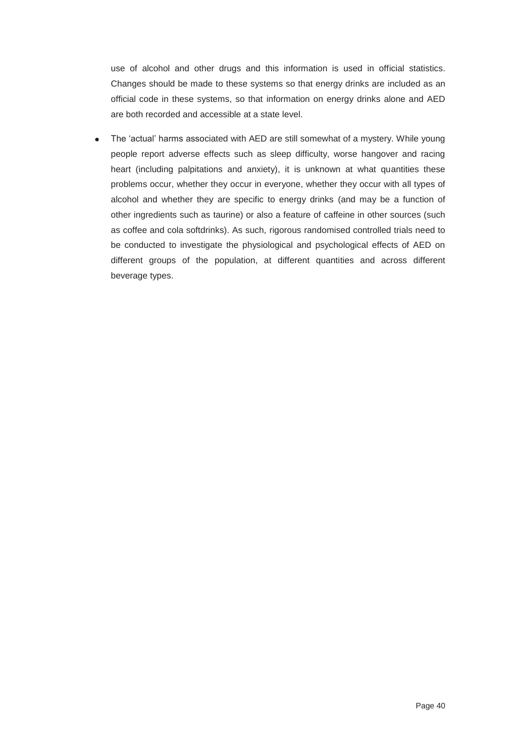use of alcohol and other drugs and this information is used in official statistics. Changes should be made to these systems so that energy drinks are included as an official code in these systems, so that information on energy drinks alone and AED are both recorded and accessible at a state level.

- The 'actual' harms associated with AED are still somewhat of a mystery. While young people report adverse effects such as sleep difficulty, worse hangover and racing heart (including palpitations and anxiety), it is unknown at what quantities these problems occur, whether they occur in everyone, whether they occur with all types of alcohol and whether they are specific to energy drinks (and may be a function of other ingredients such as taurine) or also a feature of caffeine in other sources (such as coffee and cola softdrinks). As such, rigorous randomised controlled trials need to be conducted to investigate the physiological and psychological effects of AED on different groups of the population, at different quantities and across different beverage types.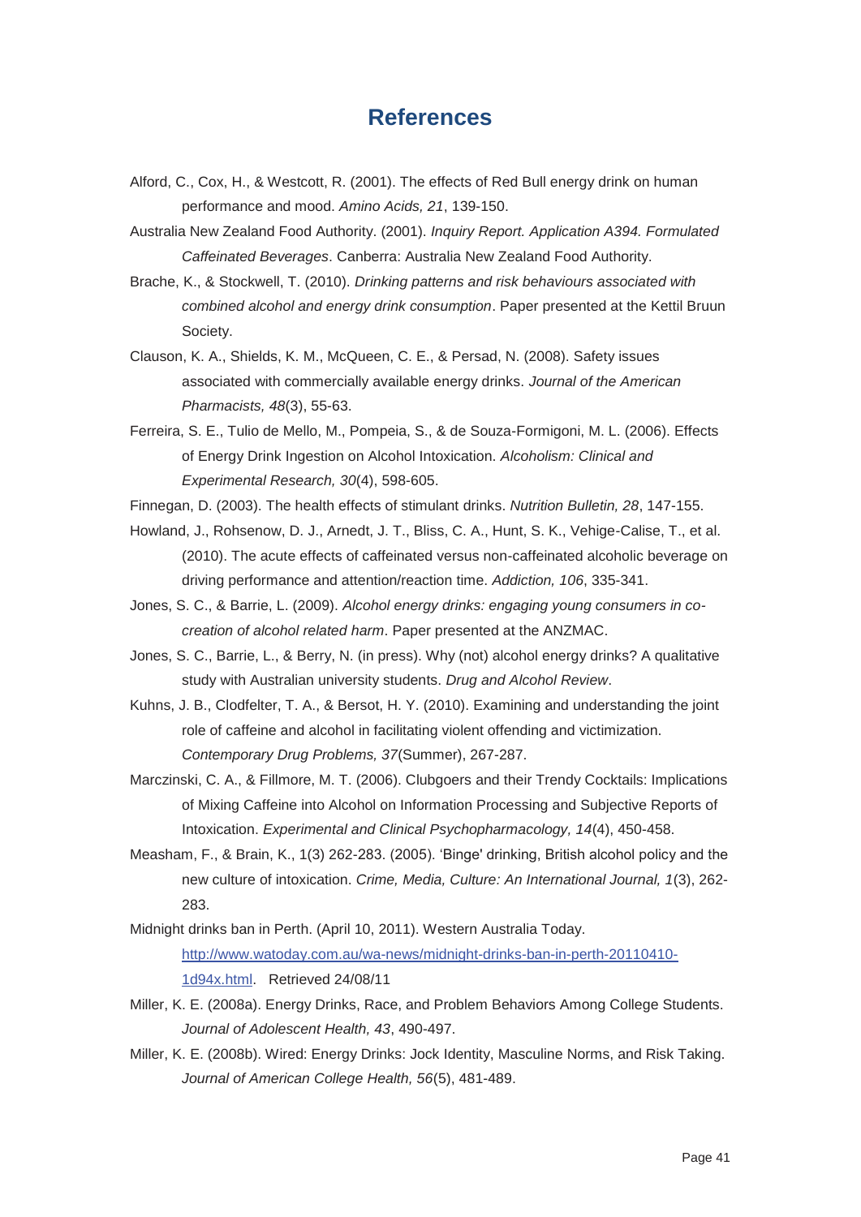# References

Alford, C., Cox, H., & Westcott, R. (2001). The effects of Red Bull energy drink on human performance and mood. *Amino Acids, 21*, 139-150.

Australia New Zealand Food Authority. (2001). *Inquiry Report. Application A394. Formulated Caffeinated Beverages*. Canberra: Australia New Zealand Food Authority.

Brache, K., & Stockwell, T. (2010). *Drinking patterns and risk behaviours associated with combined alcohol and energy drink consumption*. Paper presented at the Kettil Bruun Society.

Clauson, K. A., Shields, K. M., McQueen, C. E., & Persad, N. (2008). Safety issues associated with commercially available energy drinks. *Journal of the American Pharmacists, 48*(3), 55-63.

Ferreira, S. E., Tulio de Mello, M., Pompeia, S., & de Souza-Formigoni, M. L. (2006). Effects of Energy Drink Ingestion on Alcohol Intoxication. *Alcoholism: Clinical and Experimental Research, 30*(4), 598-605.

Finnegan, D. (2003). The health effects of stimulant drinks. *Nutrition Bulletin, 28*, 147-155.

Howland, J., Rohsenow, D. J., Arnedt, J. T., Bliss, C. A., Hunt, S. K., Vehige-Calise, T., et al. (2010). The acute effects of caffeinated versus non-caffeinated alcoholic beverage on driving performance and attention/reaction time. *Addiction, 106*, 335-341.

Jones, S. C., & Barrie, L. (2009). *Alcohol energy drinks: engaging young consumers in co-creation of alcohol related harm*. Paper presented at the ANZMAC.

Jones, S. C., Barrie, L., & Berry, N. (in press). Why (not) alcohol energy drinks? A qualitative study with Australian university students. *Drug and Alcohol Review*.

Kuhns, J. B., Clodfelter, T. A., & Bersot, H. Y. (2010). Examining and understanding the joint role of caffeine and alcohol in facilitating violent offending and victimization. *Contemporary Drug Problems, 37*(Summer), 267-287.

Marczinski, C. A., & Fillmore, M. T. (2006). Clubgoers and their Trendy Cocktails: Implications of Mixing Caffeine into Alcohol on Information Processing and Subjective Reports of Intoxication. *Experimental and Clinical Psychopharmacology, 14*(4), 450-458.

Measham, F., & Brain, K., 1(3) 262-283. (2005). 'Binge' drinking, British alcohol policy and the new culture of intoxication. *Crime, Media, Culture: An International Journal, 1*(3), 262-283.

Midnight drinks ban in Perth. (April 10, 2011). Western Australia Today. [http://www.watoday.com.au/wa-news/midnight-drinks-ban-in-perth-20110410-1d94x.html](http://www.watoday.com.au/wa-news/midnight-drinks-ban-in-perth-20110410-1d94x.html). Retrieved 24/08/11

Miller, K. E. (2008a). Energy Drinks, Race, and Problem Behaviors Among College Students. *Journal of Adolescent Health, 43*, 490-497.

Miller, K. E. (2008b). Wired: Energy Drinks: Jock Identity, Masculine Norms, and Risk Taking. *Journal of American College Health, 56*(5), 481-489.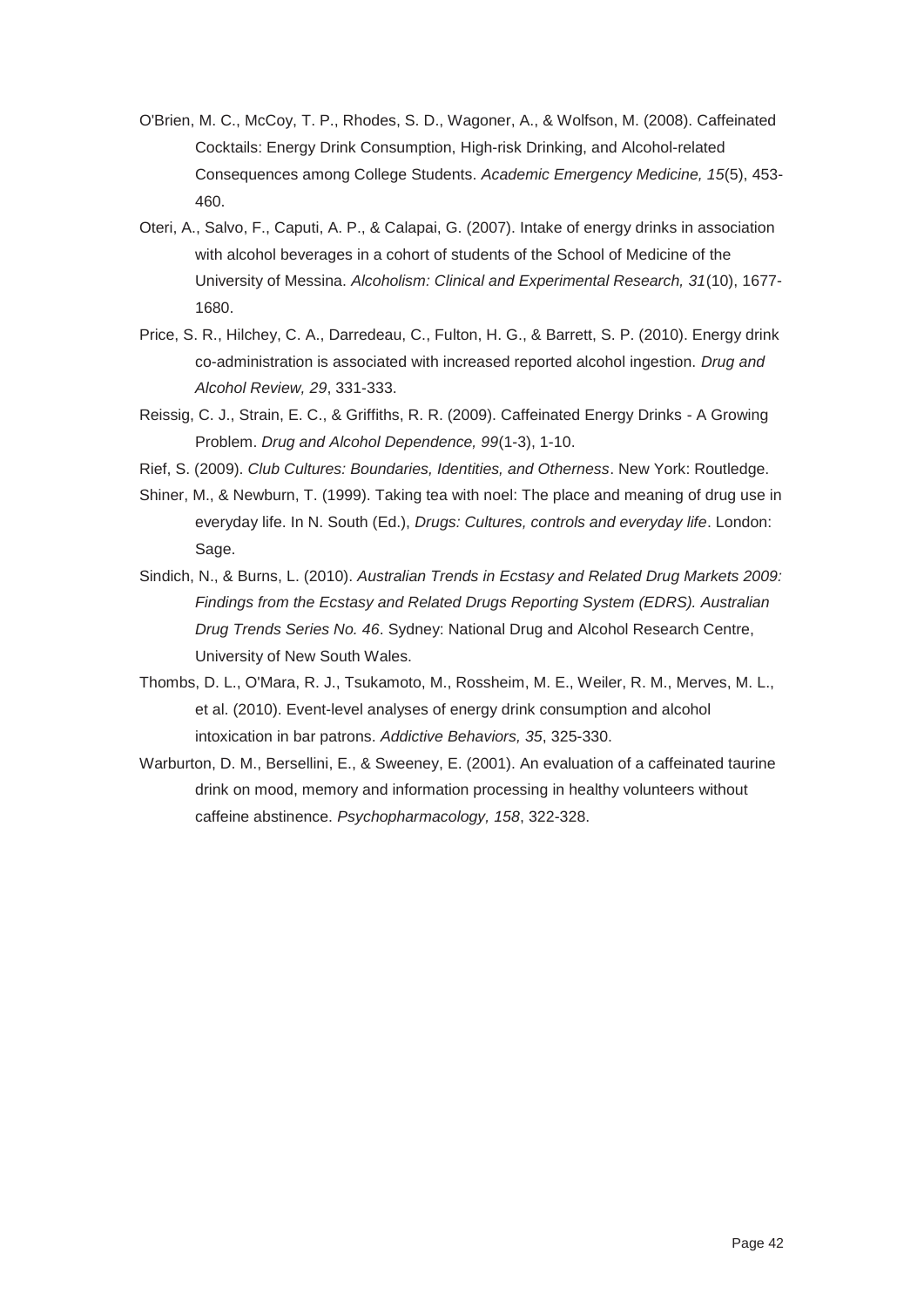O'Brien, M. C., McCoy, T. P., Rhodes, S. D., Wagoner, A., & Wolfson, M. (2008). Caffeinated Cocktails: Energy Drink Consumption, High-risk Drinking, and Alcohol-related Consequences among College Students. *Academic Emergency Medicine, 15*(5), 453-460.

Oteri, A., Salvo, F., Caputi, A. P., & Calapai, G. (2007). Intake of energy drinks in association with alcohol beverages in a cohort of students of the School of Medicine of the University of Messina. *Alcoholism: Clinical and Experimental Research, 31*(10), 1677-1680.

Price, S. R., Hilchey, C. A., Darredeau, C., Fulton, H. G., & Barrett, S. P. (2010). Energy drink co-administration is associated with increased reported alcohol ingestion. *Drug and Alcohol Review, 29*, 331-333.

Reissig, C. J., Strain, E. C., & Griffiths, R. R. (2009). Caffeinated Energy Drinks - A Growing Problem. *Drug and Alcohol Dependence, 99*(1-3), 1-10.

Rief, S. (2009). *Club Cultures: Boundaries, Identities, and Otherness*. New York: Routledge.

Shiner, M., & Newburn, T. (1999). Taking tea with noel: The place and meaning of drug use in everyday life. In N. South (Ed.), *Drugs: Cultures, controls and everyday life*. London: Sage.

Sindich, N., & Burns, L. (2010). *Australian Trends in Ecstasy and Related Drug Markets 2009: Findings from the Ecstasy and Related Drugs Reporting System (EDRS). Australian Drug Trends Series No. 46*. Sydney: National Drug and Alcohol Research Centre, University of New South Wales.

Thombs, D. L., O'Mara, R. J., Tsukamoto, M., Rossheim, M. E., Weiler, R. M., Merves, M. L., et al. (2010). Event-level analyses of energy drink consumption and alcohol intoxication in bar patrons. *Addictive Behaviors, 35*, 325-330.

Warburton, D. M., Bersellini, E., & Sweeney, E. (2001). An evaluation of a caffeinated taurine drink on mood, memory and information processing in healthy volunteers without caffeine abstinence. *Psychopharmacology, 158*, 322-328.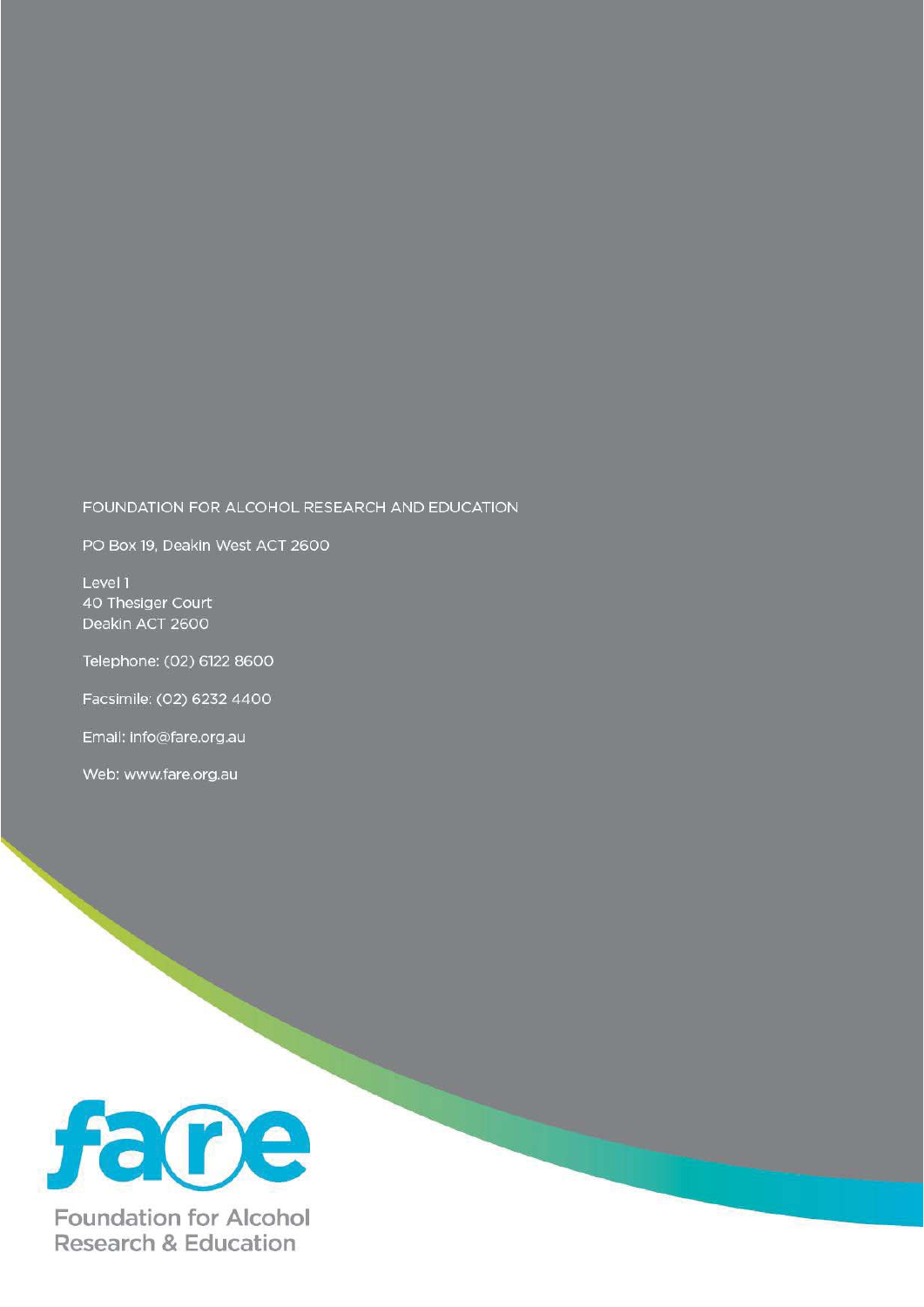FOUNDATION FOR ALCOHOL RESEARCH AND EDUCATION

PO Box 19, Deakin West ACT 2600

Level 1
40 Thesiger Court
Deakin ACT 2600

Telephone: (02) 6122 8600

Facsimile: (02) 6232 4400

Email: info@fare.org.au

Web: www.fare.org.au

fare

Foundation for Alcohol Research & Education